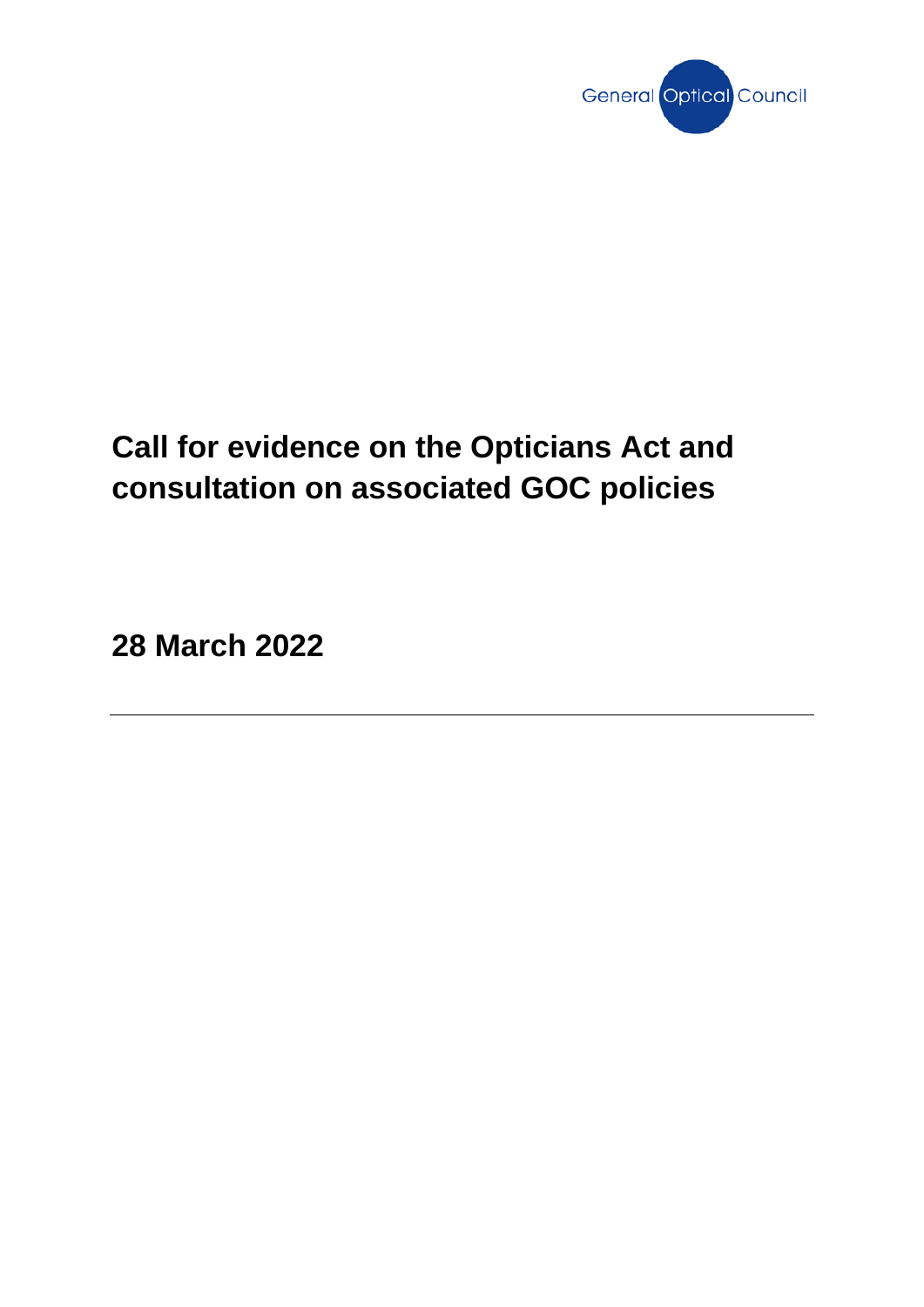General Optical Council

# Call for evidence on the Opticians Act and consultation on associated GOC policies

**28 March 2022**

---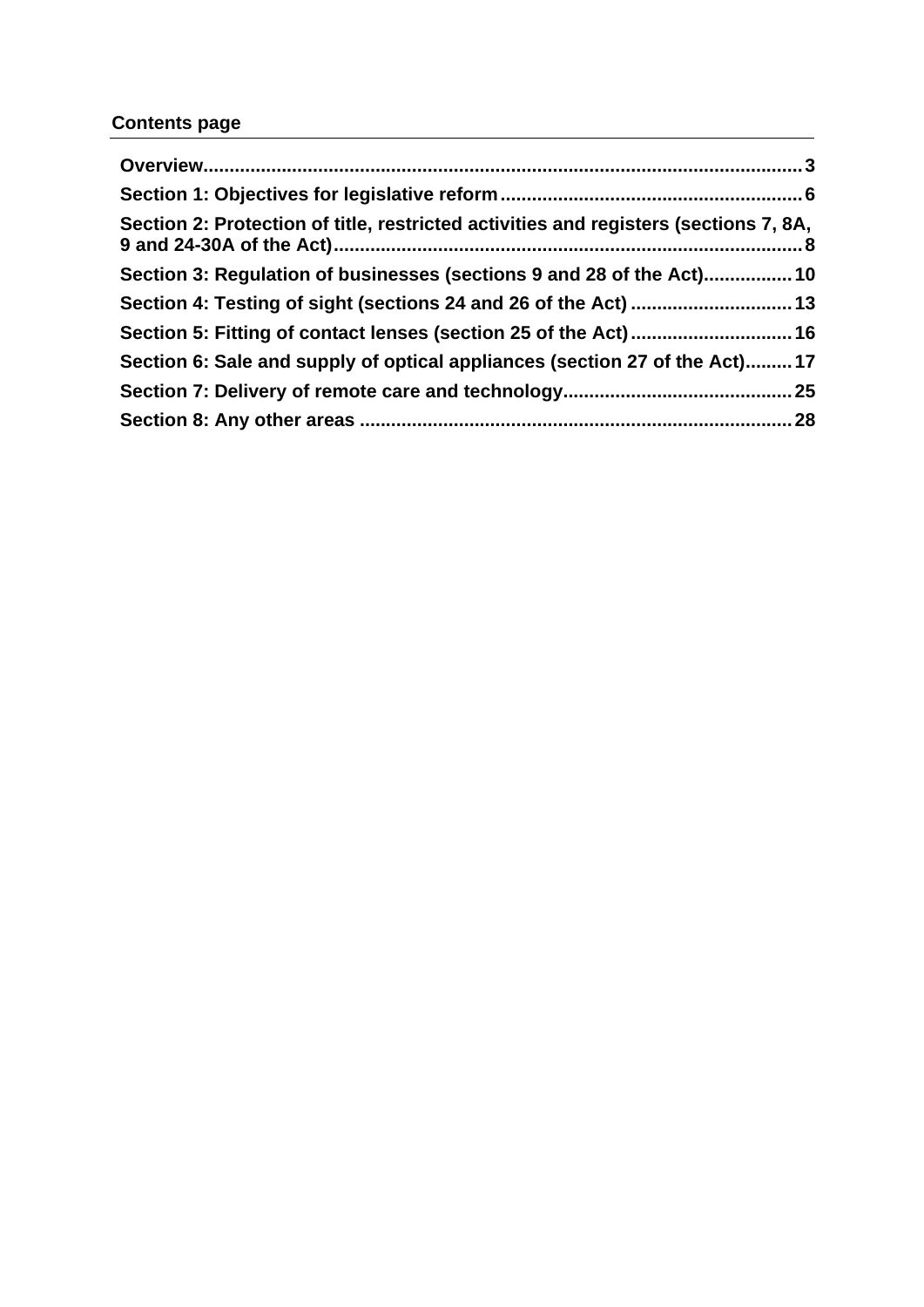## Contents page

- **Overview** ... 3
- **Section 1: Objectives for legislative reform** ... 6
- **Section 2: Protection of title, restricted activities and registers (sections 7, 8A, 9 and 24-30A of the Act)** ... 8
- **Section 3: Regulation of businesses (sections 9 and 28 of the Act)** ... 10
- **Section 4: Testing of sight (sections 24 and 26 of the Act)** ... 13
- **Section 5: Fitting of contact lenses (section 25 of the Act)** ... 16
- **Section 6: Sale and supply of optical appliances (section 27 of the Act)** ... 17
- **Section 7: Delivery of remote care and technology** ... 25
- **Section 8: Any other areas** ... 28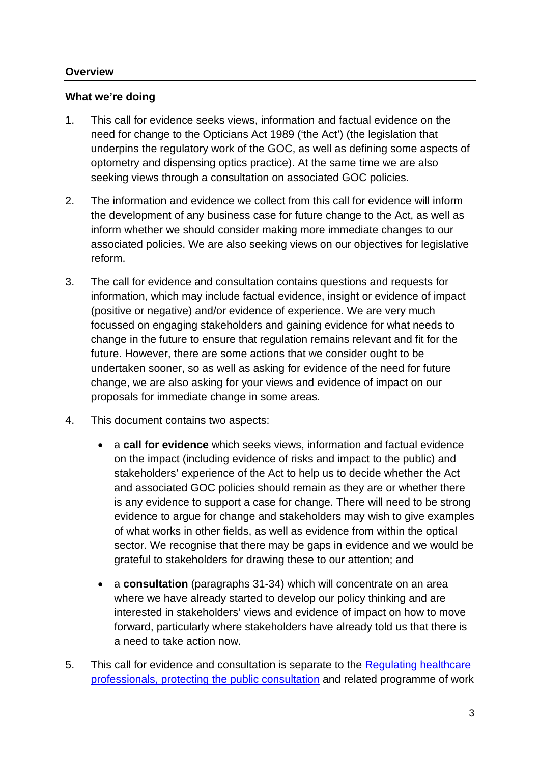## Overview

### What we're doing

1. This call for evidence seeks views, information and factual evidence on the need for change to the Opticians Act 1989 ('the Act') (the legislation that underpins the regulatory work of the GOC, as well as defining some aspects of optometry and dispensing optics practice). At the same time we are also seeking views through a consultation on associated GOC policies.

2. The information and evidence we collect from this call for evidence will inform the development of any business case for future change to the Act, as well as inform whether we should consider making more immediate changes to our associated policies. We are also seeking views on our objectives for legislative reform.

3. The call for evidence and consultation contains questions and requests for information, which may include factual evidence, insight or evidence of impact (positive or negative) and/or evidence of experience. We are very much focussed on engaging stakeholders and gaining evidence for what needs to change in the future to ensure that regulation remains relevant and fit for the future. However, there are some actions that we consider ought to be undertaken sooner, so as well as asking for evidence of the need for future change, we are also asking for your views and evidence of impact on our proposals for immediate change in some areas.

4. This document contains two aspects:

   - a **call for evidence** which seeks views, information and factual evidence on the impact (including evidence of risks and impact to the public) and stakeholders' experience of the Act to help us to decide whether the Act and associated GOC policies should remain as they are or whether there is any evidence to support a case for change. There will need to be strong evidence to argue for change and stakeholders may wish to give examples of what works in other fields, as well as evidence from within the optical sector. We recognise that there may be gaps in evidence and we would be grateful to stakeholders for drawing these to our attention; and

   - a **consultation** (paragraphs 31-34) which will concentrate on an area where we have already started to develop our policy thinking and are interested in stakeholders' views and evidence of impact on how to move forward, particularly where stakeholders have already told us that there is a need to take action now.

5. This call for evidence and consultation is separate to the Regulating healthcare professionals, protecting the public consultation and related programme of work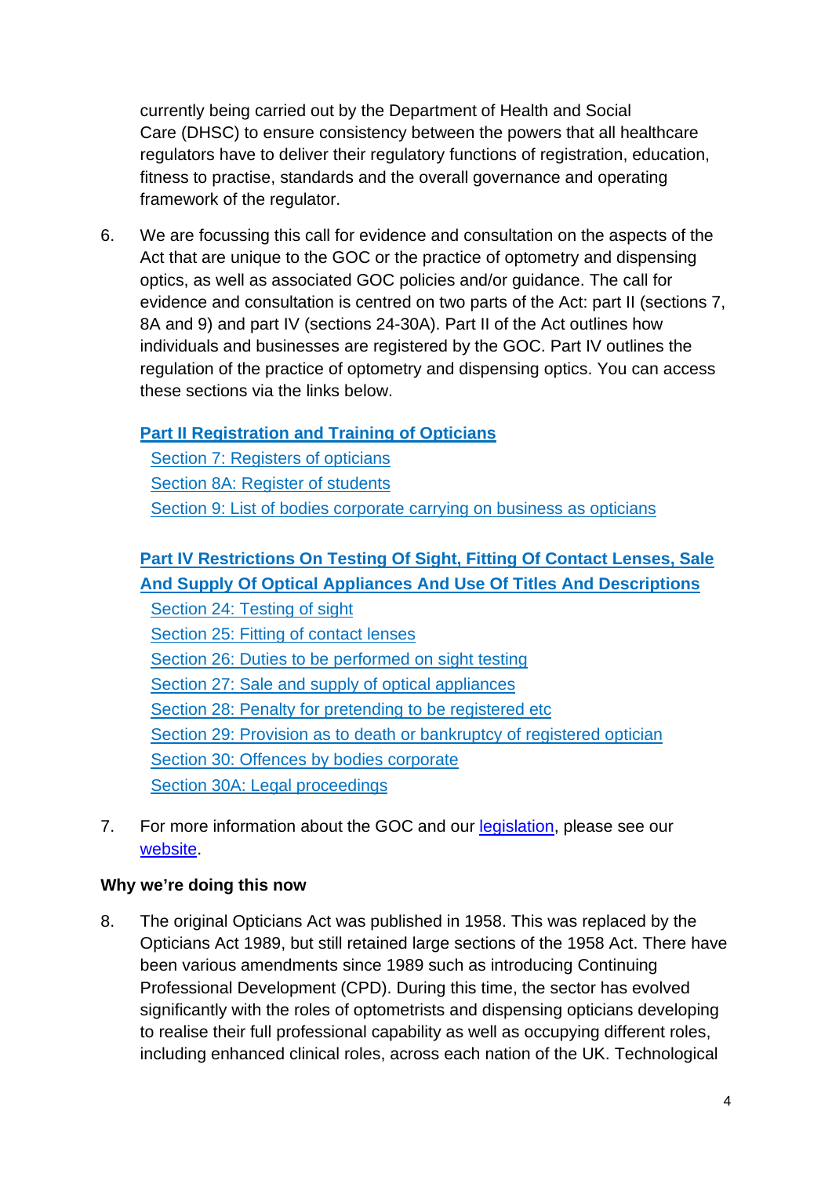currently being carried out by the Department of Health and Social Care (DHSC) to ensure consistency between the powers that all healthcare regulators have to deliver their regulatory functions of registration, education, fitness to practise, standards and the overall governance and operating framework of the regulator.

6. We are focussing this call for evidence and consultation on the aspects of the Act that are unique to the GOC or the practice of optometry and dispensing optics, as well as associated GOC policies and/or guidance. The call for evidence and consultation is centred on two parts of the Act: part II (sections 7, 8A and 9) and part IV (sections 24-30A). Part II of the Act outlines how individuals and businesses are registered by the GOC. Part IV outlines the regulation of the practice of optometry and dispensing optics. You can access these sections via the links below.

   **Part II Registration and Training of Opticians**
   - Section 7: Registers of opticians
   - Section 8A: Register of students
   - Section 9: List of bodies corporate carrying on business as opticians

   **Part IV Restrictions On Testing Of Sight, Fitting Of Contact Lenses, Sale And Supply Of Optical Appliances And Use Of Titles And Descriptions**
   - Section 24: Testing of sight
   - Section 25: Fitting of contact lenses
   - Section 26: Duties to be performed on sight testing
   - Section 27: Sale and supply of optical appliances
   - Section 28: Penalty for pretending to be registered etc
   - Section 29: Provision as to death or bankruptcy of registered optician
   - Section 30: Offences by bodies corporate
   - Section 30A: Legal proceedings

7. For more information about the GOC and our legislation, please see our website.

**Why we're doing this now**

8. The original Opticians Act was published in 1958. This was replaced by the Opticians Act 1989, but still retained large sections of the 1958 Act. There have been various amendments since 1989 such as introducing Continuing Professional Development (CPD). During this time, the sector has evolved significantly with the roles of optometrists and dispensing opticians developing to realise their full professional capability as well as occupying different roles, including enhanced clinical roles, across each nation of the UK. Technological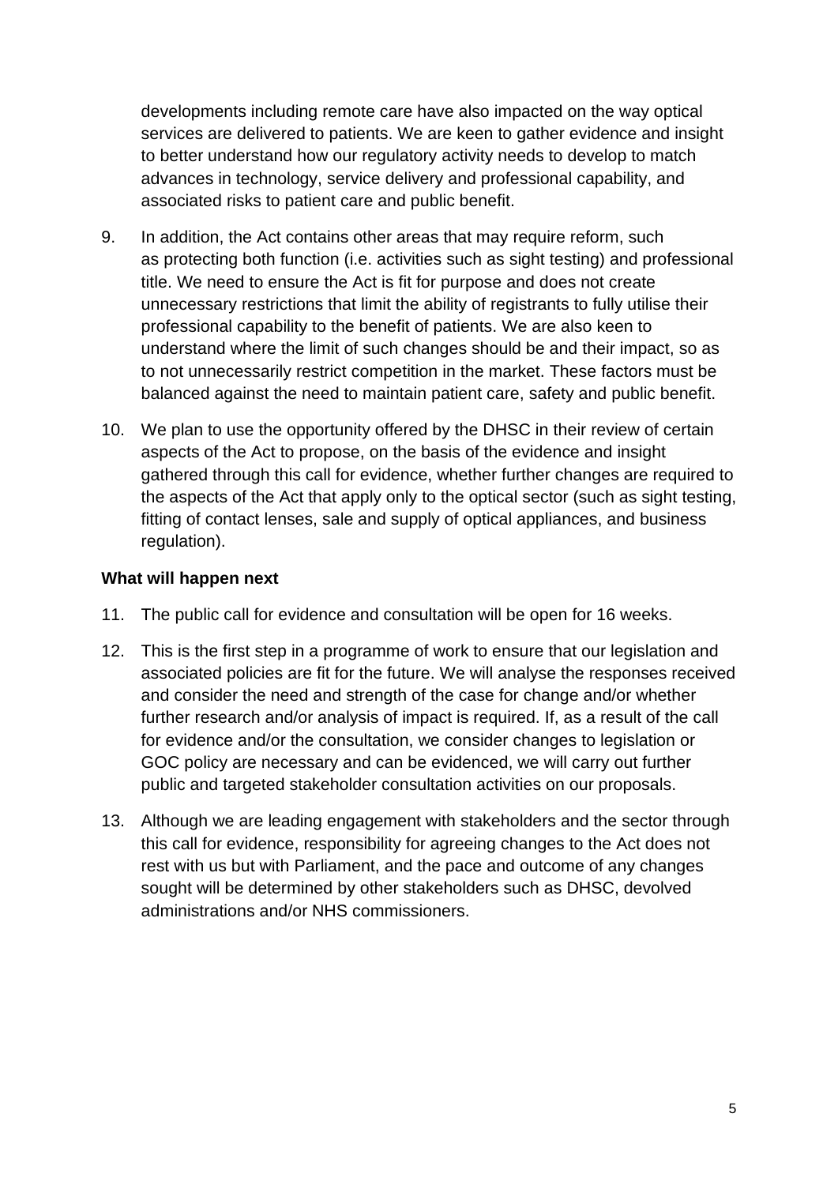developments including remote care have also impacted on the way optical services are delivered to patients. We are keen to gather evidence and insight to better understand how our regulatory activity needs to develop to match advances in technology, service delivery and professional capability, and associated risks to patient care and public benefit.

9. In addition, the Act contains other areas that may require reform, such as protecting both function (i.e. activities such as sight testing) and professional title. We need to ensure the Act is fit for purpose and does not create unnecessary restrictions that limit the ability of registrants to fully utilise their professional capability to the benefit of patients. We are also keen to understand where the limit of such changes should be and their impact, so as to not unnecessarily restrict competition in the market. These factors must be balanced against the need to maintain patient care, safety and public benefit.

10. We plan to use the opportunity offered by the DHSC in their review of certain aspects of the Act to propose, on the basis of the evidence and insight gathered through this call for evidence, whether further changes are required to the aspects of the Act that apply only to the optical sector (such as sight testing, fitting of contact lenses, sale and supply of optical appliances, and business regulation).

**What will happen next**

11. The public call for evidence and consultation will be open for 16 weeks.

12. This is the first step in a programme of work to ensure that our legislation and associated policies are fit for the future. We will analyse the responses received and consider the need and strength of the case for change and/or whether further research and/or analysis of impact is required. If, as a result of the call for evidence and/or the consultation, we consider changes to legislation or GOC policy are necessary and can be evidenced, we will carry out further public and targeted stakeholder consultation activities on our proposals.

13. Although we are leading engagement with stakeholders and the sector through this call for evidence, responsibility for agreeing changes to the Act does not rest with us but with Parliament, and the pace and outcome of any changes sought will be determined by other stakeholders such as DHSC, devolved administrations and/or NHS commissioners.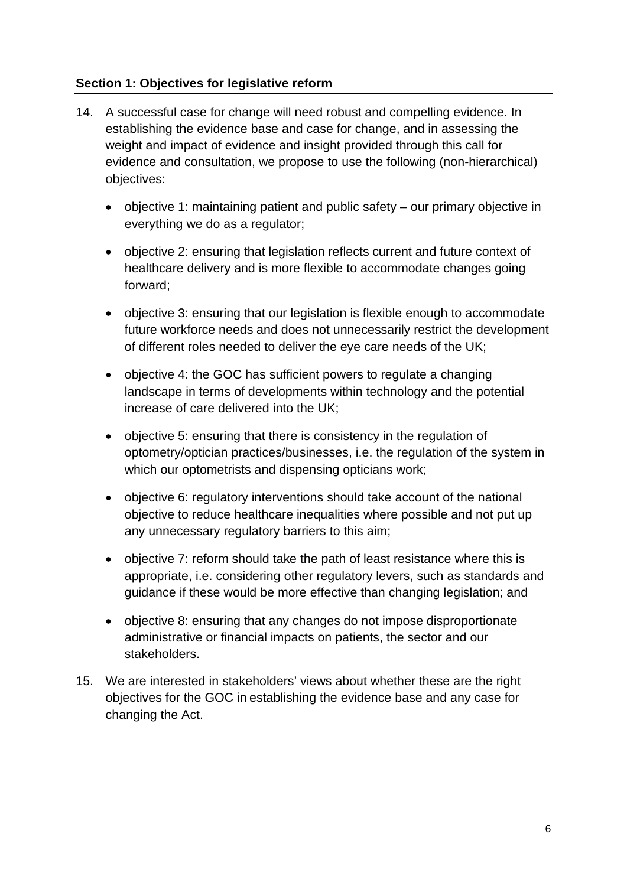## Section 1: Objectives for legislative reform

14. A successful case for change will need robust and compelling evidence. In establishing the evidence base and case for change, and in assessing the weight and impact of evidence and insight provided through this call for evidence and consultation, we propose to use the following (non-hierarchical) objectives:

    - objective 1: maintaining patient and public safety – our primary objective in everything we do as a regulator;
    - objective 2: ensuring that legislation reflects current and future context of healthcare delivery and is more flexible to accommodate changes going forward;
    - objective 3: ensuring that our legislation is flexible enough to accommodate future workforce needs and does not unnecessarily restrict the development of different roles needed to deliver the eye care needs of the UK;
    - objective 4: the GOC has sufficient powers to regulate a changing landscape in terms of developments within technology and the potential increase of care delivered into the UK;
    - objective 5: ensuring that there is consistency in the regulation of optometry/optician practices/businesses, i.e. the regulation of the system in which our optometrists and dispensing opticians work;
    - objective 6: regulatory interventions should take account of the national objective to reduce healthcare inequalities where possible and not put up any unnecessary regulatory barriers to this aim;
    - objective 7: reform should take the path of least resistance where this is appropriate, i.e. considering other regulatory levers, such as standards and guidance if these would be more effective than changing legislation; and
    - objective 8: ensuring that any changes do not impose disproportionate administrative or financial impacts on patients, the sector and our stakeholders.

15. We are interested in stakeholders' views about whether these are the right objectives for the GOC in establishing the evidence base and any case for changing the Act.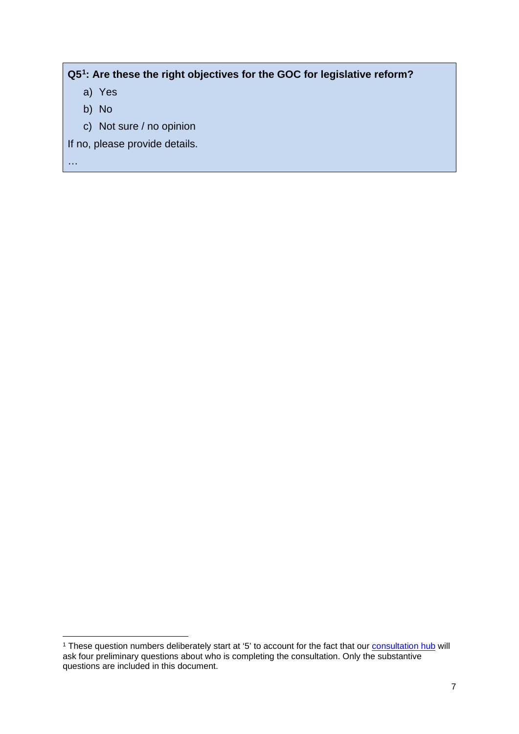**Q5[1]: Are these the right objectives for the GOC for legislative reform?**

a) Yes
b) No
c) Not sure / no opinion

If no, please provide details.

…

[1] These question numbers deliberately start at '5' to account for the fact that our consultation hub will ask four preliminary questions about who is completing the consultation. Only the substantive questions are included in this document.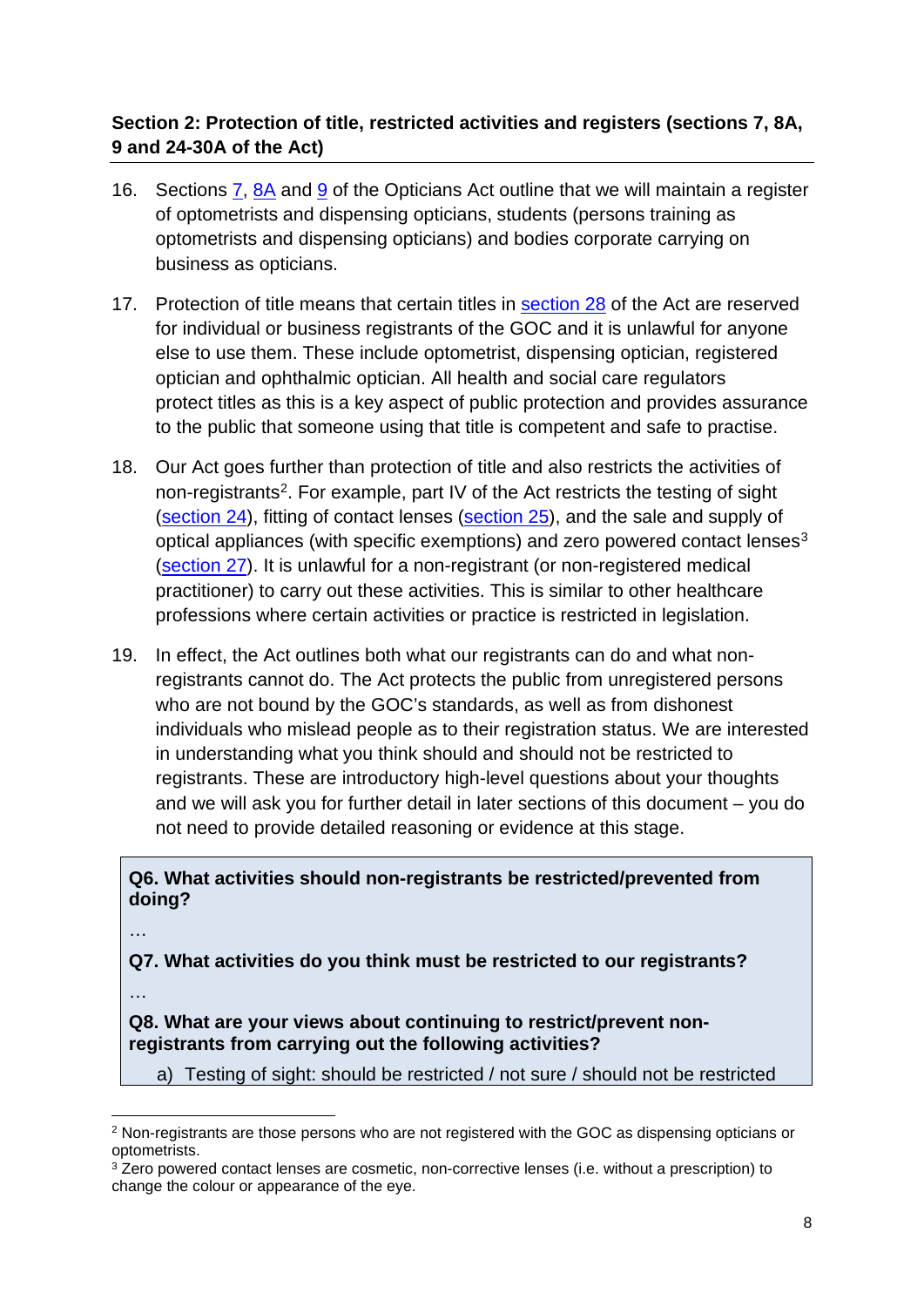### Section 2: Protection of title, restricted activities and registers (sections 7, 8A, 9 and 24-30A of the Act)

16. Sections 7, 8A and 9 of the Opticians Act outline that we will maintain a register of optometrists and dispensing opticians, students (persons training as optometrists and dispensing opticians) and bodies corporate carrying on business as opticians.

17. Protection of title means that certain titles in section 28 of the Act are reserved for individual or business registrants of the GOC and it is unlawful for anyone else to use them. These include optometrist, dispensing optician, registered optician and ophthalmic optician. All health and social care regulators protect titles as this is a key aspect of public protection and provides assurance to the public that someone using that title is competent and safe to practise.

18. Our Act goes further than protection of title and also restricts the activities of non-registrants[2]. For example, part IV of the Act restricts the testing of sight (section 24), fitting of contact lenses (section 25), and the sale and supply of optical appliances (with specific exemptions) and zero powered contact lenses[3] (section 27). It is unlawful for a non-registrant (or non-registered medical practitioner) to carry out these activities. This is similar to other healthcare professions where certain activities or practice is restricted in legislation.

19. In effect, the Act outlines both what our registrants can do and what non-registrants cannot do. The Act protects the public from unregistered persons who are not bound by the GOC's standards, as well as from dishonest individuals who mislead people as to their registration status. We are interested in understanding what you think should and should not be restricted to registrants. These are introductory high-level questions about your thoughts and we will ask you for further detail in later sections of this document – you do not need to provide detailed reasoning or evidence at this stage.

> **Q6. What activities should non-registrants be restricted/prevented from doing?**
>
> …
>
> **Q7. What activities do you think must be restricted to our registrants?**
>
> …
>
> **Q8. What are your views about continuing to restrict/prevent non-registrants from carrying out the following activities?**
>
> a) Testing of sight: should be restricted / not sure / should not be restricted

---

[2] Non-registrants are those persons who are not registered with the GOC as dispensing opticians or optometrists.

[3] Zero powered contact lenses are cosmetic, non-corrective lenses (i.e. without a prescription) to change the colour or appearance of the eye.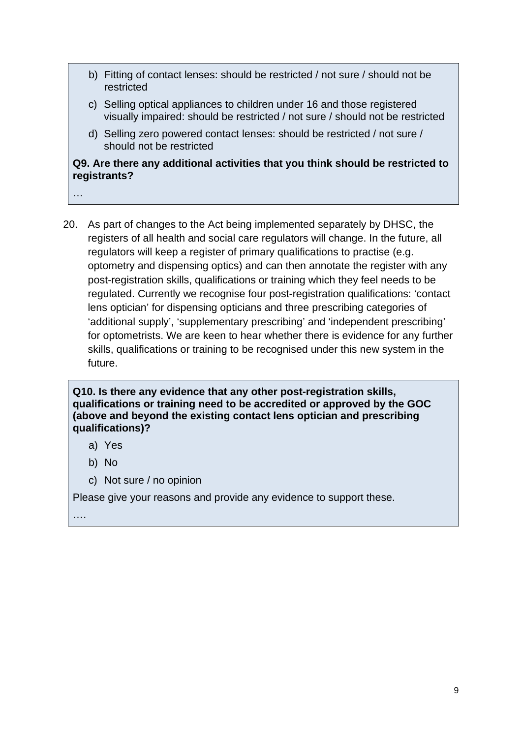b) Fitting of contact lenses: should be restricted / not sure / should not be restricted
c) Selling optical appliances to children under 16 and those registered visually impaired: should be restricted / not sure / should not be restricted
d) Selling zero powered contact lenses: should be restricted / not sure / should not be restricted

**Q9. Are there any additional activities that you think should be restricted to registrants?**

…

20. As part of changes to the Act being implemented separately by DHSC, the registers of all health and social care regulators will change. In the future, all regulators will keep a register of primary qualifications to practise (e.g. optometry and dispensing optics) and can then annotate the register with any post-registration skills, qualifications or training which they feel needs to be regulated. Currently we recognise four post-registration qualifications: 'contact lens optician' for dispensing opticians and three prescribing categories of 'additional supply', 'supplementary prescribing' and 'independent prescribing' for optometrists. We are keen to hear whether there is evidence for any further skills, qualifications or training to be recognised under this new system in the future.

**Q10. Is there any evidence that any other post-registration skills, qualifications or training need to be accredited or approved by the GOC (above and beyond the existing contact lens optician and prescribing qualifications)?**

a) Yes
b) No
c) Not sure / no opinion

Please give your reasons and provide any evidence to support these.

….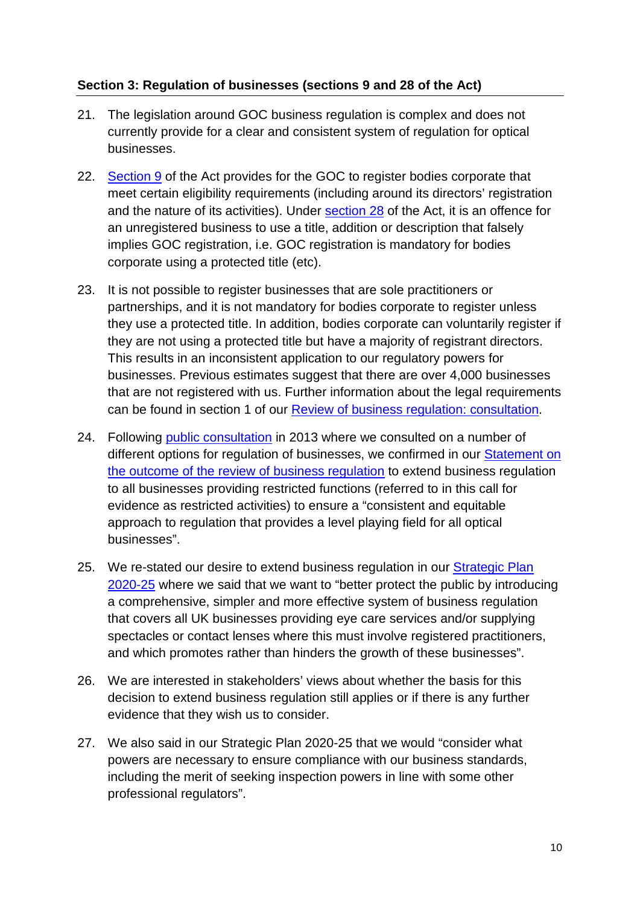## Section 3: Regulation of businesses (sections 9 and 28 of the Act)

21. The legislation around GOC business regulation is complex and does not currently provide for a clear and consistent system of regulation for optical businesses.

22. Section 9 of the Act provides for the GOC to register bodies corporate that meet certain eligibility requirements (including around its directors' registration and the nature of its activities). Under section 28 of the Act, it is an offence for an unregistered business to use a title, addition or description that falsely implies GOC registration, i.e. GOC registration is mandatory for bodies corporate using a protected title (etc).

23. It is not possible to register businesses that are sole practitioners or partnerships, and it is not mandatory for bodies corporate to register unless they use a protected title. In addition, bodies corporate can voluntarily register if they are not using a protected title but have a majority of registrant directors. This results in an inconsistent application to our regulatory powers for businesses. Previous estimates suggest that there are over 4,000 businesses that are not registered with us. Further information about the legal requirements can be found in section 1 of our Review of business regulation: consultation.

24. Following public consultation in 2013 where we consulted on a number of different options for regulation of businesses, we confirmed in our Statement on the outcome of the review of business regulation to extend business regulation to all businesses providing restricted functions (referred to in this call for evidence as restricted activities) to ensure a "consistent and equitable approach to regulation that provides a level playing field for all optical businesses".

25. We re-stated our desire to extend business regulation in our Strategic Plan 2020-25 where we said that we want to "better protect the public by introducing a comprehensive, simpler and more effective system of business regulation that covers all UK businesses providing eye care services and/or supplying spectacles or contact lenses where this must involve registered practitioners, and which promotes rather than hinders the growth of these businesses".

26. We are interested in stakeholders' views about whether the basis for this decision to extend business regulation still applies or if there is any further evidence that they wish us to consider.

27. We also said in our Strategic Plan 2020-25 that we would "consider what powers are necessary to ensure compliance with our business standards, including the merit of seeking inspection powers in line with some other professional regulators".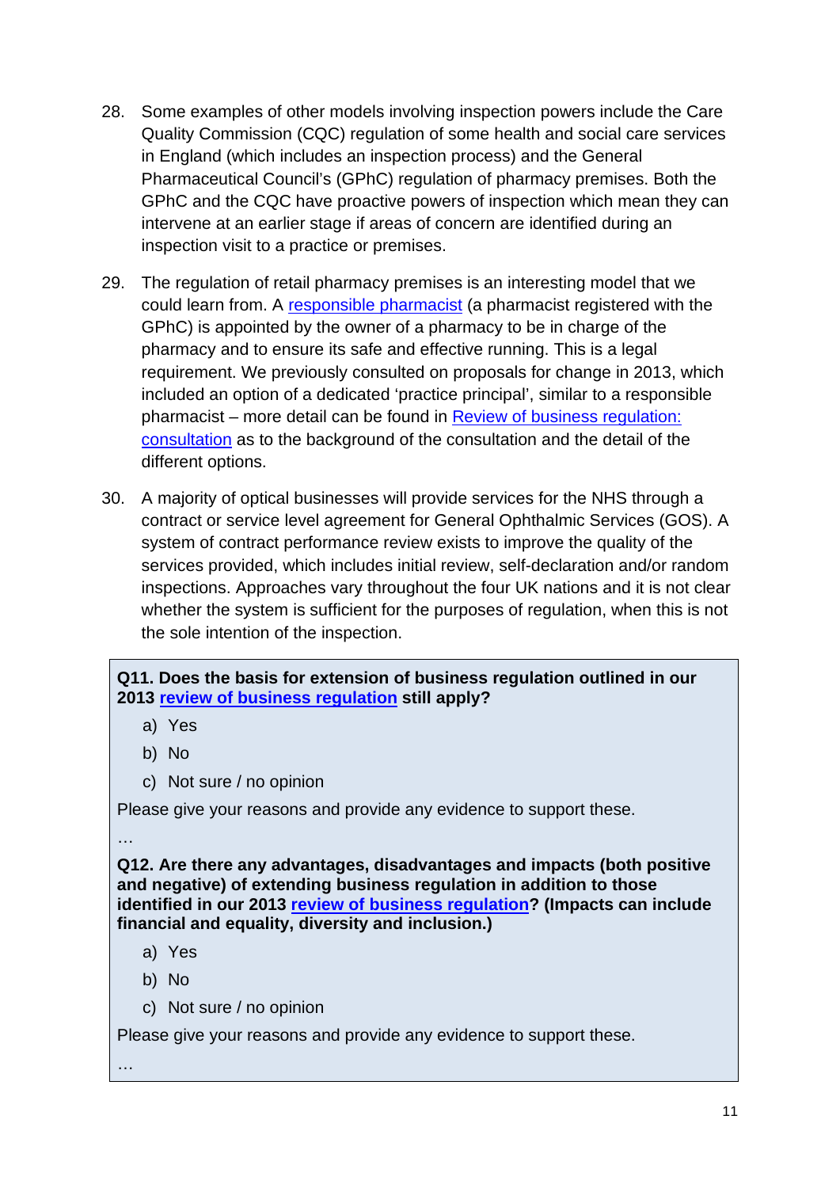28. Some examples of other models involving inspection powers include the Care Quality Commission (CQC) regulation of some health and social care services in England (which includes an inspection process) and the General Pharmaceutical Council's (GPhC) regulation of pharmacy premises. Both the GPhC and the CQC have proactive powers of inspection which mean they can intervene at an earlier stage if areas of concern are identified during an inspection visit to a practice or premises.

29. The regulation of retail pharmacy premises is an interesting model that we could learn from. A responsible pharmacist (a pharmacist registered with the GPhC) is appointed by the owner of a pharmacy to be in charge of the pharmacy and to ensure its safe and effective running. This is a legal requirement. We previously consulted on proposals for change in 2013, which included an option of a dedicated 'practice principal', similar to a responsible pharmacist – more detail can be found in Review of business regulation: consultation as to the background of the consultation and the detail of the different options.

30. A majority of optical businesses will provide services for the NHS through a contract or service level agreement for General Ophthalmic Services (GOS). A system of contract performance review exists to improve the quality of the services provided, which includes initial review, self-declaration and/or random inspections. Approaches vary throughout the four UK nations and it is not clear whether the system is sufficient for the purposes of regulation, when this is not the sole intention of the inspection.

**Q11. Does the basis for extension of business regulation outlined in our 2013 review of business regulation still apply?**

a) Yes

b) No

c) Not sure / no opinion

Please give your reasons and provide any evidence to support these.

…

**Q12. Are there any advantages, disadvantages and impacts (both positive and negative) of extending business regulation in addition to those identified in our 2013 review of business regulation? (Impacts can include financial and equality, diversity and inclusion.)**

a) Yes

b) No

c) Not sure / no opinion

Please give your reasons and provide any evidence to support these.

…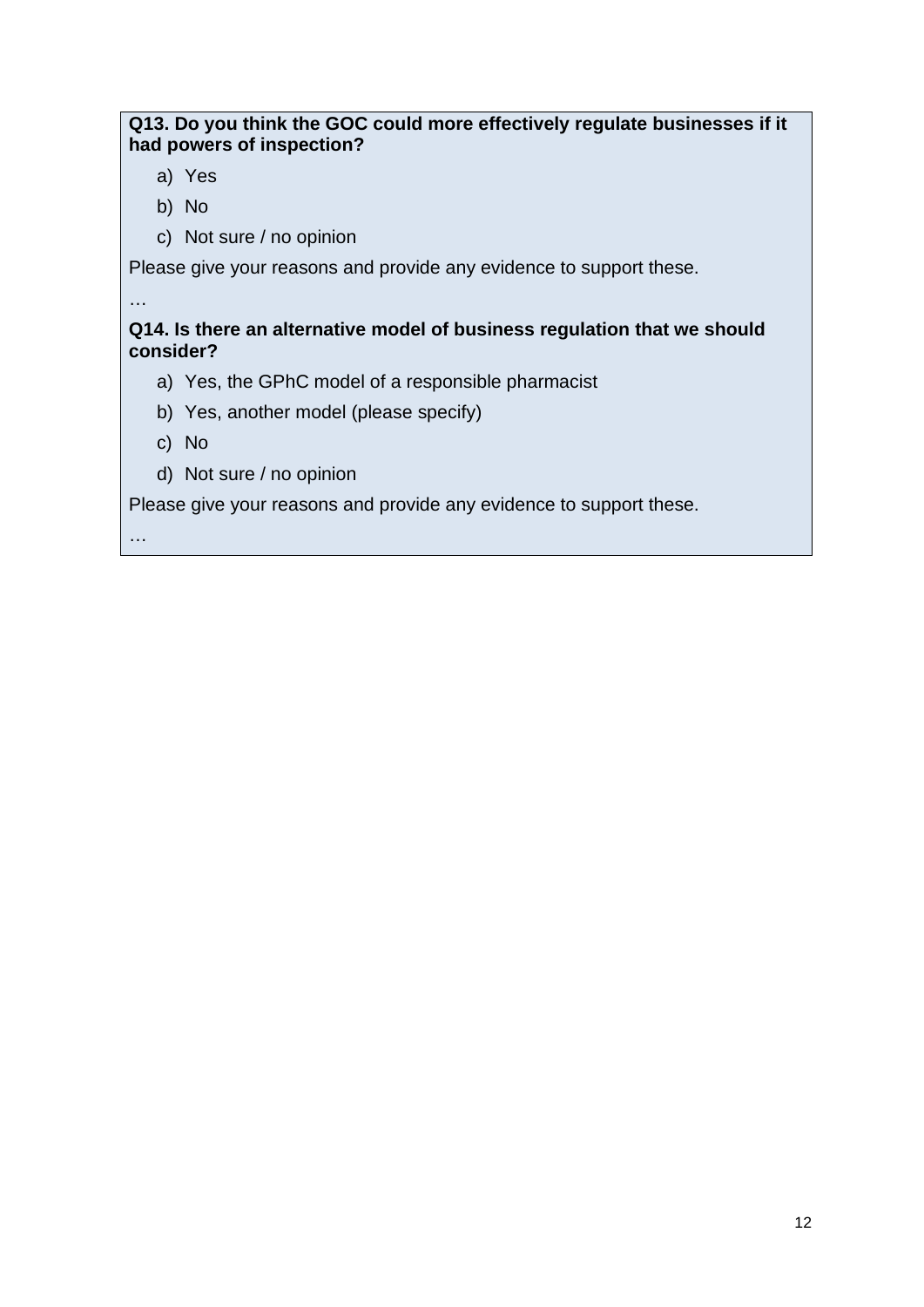**Q13. Do you think the GOC could more effectively regulate businesses if it had powers of inspection?**

a) Yes

b) No

c) Not sure / no opinion

Please give your reasons and provide any evidence to support these.

…

**Q14. Is there an alternative model of business regulation that we should consider?**

a) Yes, the GPhC model of a responsible pharmacist

b) Yes, another model (please specify)

c) No

d) Not sure / no opinion

Please give your reasons and provide any evidence to support these.

…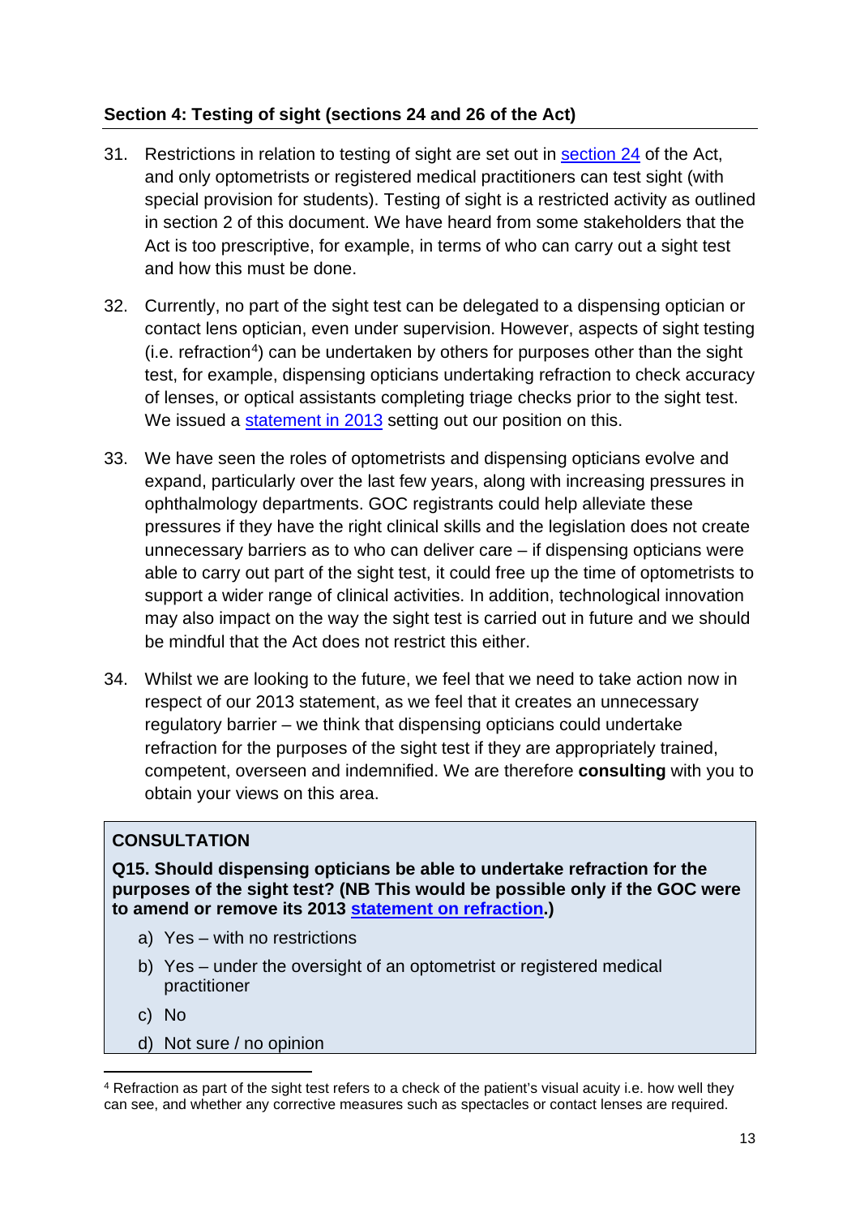## Section 4: Testing of sight (sections 24 and 26 of the Act)

31. Restrictions in relation to testing of sight are set out in [section 24](#) of the Act, and only optometrists or registered medical practitioners can test sight (with special provision for students). Testing of sight is a restricted activity as outlined in section 2 of this document. We have heard from some stakeholders that the Act is too prescriptive, for example, in terms of who can carry out a sight test and how this must be done.

32. Currently, no part of the sight test can be delegated to a dispensing optician or contact lens optician, even under supervision. However, aspects of sight testing (i.e. refraction[4]) can be undertaken by others for purposes other than the sight test, for example, dispensing opticians undertaking refraction to check accuracy of lenses, or optical assistants completing triage checks prior to the sight test. We issued a [statement in 2013](#) setting out our position on this.

33. We have seen the roles of optometrists and dispensing opticians evolve and expand, particularly over the last few years, along with increasing pressures in ophthalmology departments. GOC registrants could help alleviate these pressures if they have the right clinical skills and the legislation does not create unnecessary barriers as to who can deliver care – if dispensing opticians were able to carry out part of the sight test, it could free up the time of optometrists to support a wider range of clinical activities. In addition, technological innovation may also impact on the way the sight test is carried out in future and we should be mindful that the Act does not restrict this either.

34. Whilst we are looking to the future, we feel that we need to take action now in respect of our 2013 statement, as we feel that it creates an unnecessary regulatory barrier – we think that dispensing opticians could undertake refraction for the purposes of the sight test if they are appropriately trained, competent, overseen and indemnified. We are therefore **consulting** with you to obtain your views on this area.

> **CONSULTATION**
>
> **Q15. Should dispensing opticians be able to undertake refraction for the purposes of the sight test? (NB This would be possible only if the GOC were to amend or remove its 2013 [statement on refraction](#).)**
>
> a) Yes – with no restrictions
>
> b) Yes – under the oversight of an optometrist or registered medical practitioner
>
> c) No
>
> d) Not sure / no opinion

[4] Refraction as part of the sight test refers to a check of the patient's visual acuity i.e. how well they can see, and whether any corrective measures such as spectacles or contact lenses are required.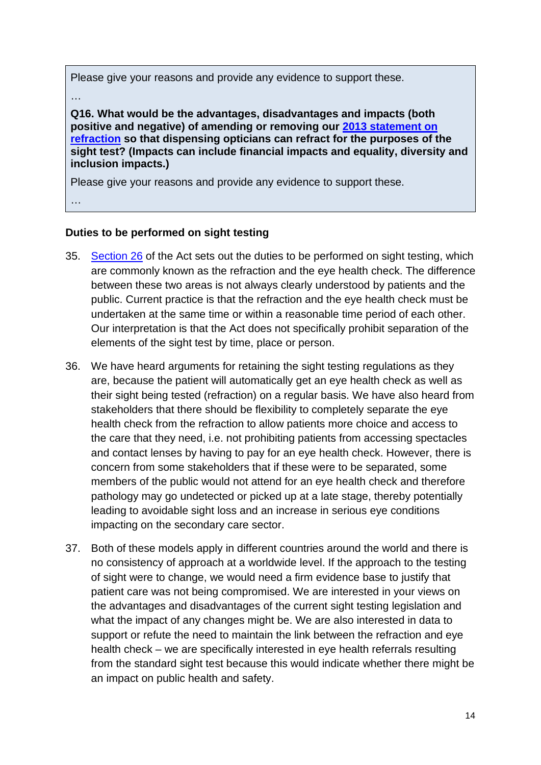Please give your reasons and provide any evidence to support these.

…

**Q16. What would be the advantages, disadvantages and impacts (both positive and negative) of amending or removing our 2013 statement on refraction so that dispensing opticians can refract for the purposes of the sight test? (Impacts can include financial impacts and equality, diversity and inclusion impacts.)**

Please give your reasons and provide any evidence to support these.

…

### Duties to be performed on sight testing

35. Section 26 of the Act sets out the duties to be performed on sight testing, which are commonly known as the refraction and the eye health check. The difference between these two areas is not always clearly understood by patients and the public. Current practice is that the refraction and the eye health check must be undertaken at the same time or within a reasonable time period of each other. Our interpretation is that the Act does not specifically prohibit separation of the elements of the sight test by time, place or person.

36. We have heard arguments for retaining the sight testing regulations as they are, because the patient will automatically get an eye health check as well as their sight being tested (refraction) on a regular basis. We have also heard from stakeholders that there should be flexibility to completely separate the eye health check from the refraction to allow patients more choice and access to the care that they need, i.e. not prohibiting patients from accessing spectacles and contact lenses by having to pay for an eye health check. However, there is concern from some stakeholders that if these were to be separated, some members of the public would not attend for an eye health check and therefore pathology may go undetected or picked up at a late stage, thereby potentially leading to avoidable sight loss and an increase in serious eye conditions impacting on the secondary care sector.

37. Both of these models apply in different countries around the world and there is no consistency of approach at a worldwide level. If the approach to the testing of sight were to change, we would need a firm evidence base to justify that patient care was not being compromised. We are interested in your views on the advantages and disadvantages of the current sight testing legislation and what the impact of any changes might be. We are also interested in data to support or refute the need to maintain the link between the refraction and eye health check – we are specifically interested in eye health referrals resulting from the standard sight test because this would indicate whether there might be an impact on public health and safety.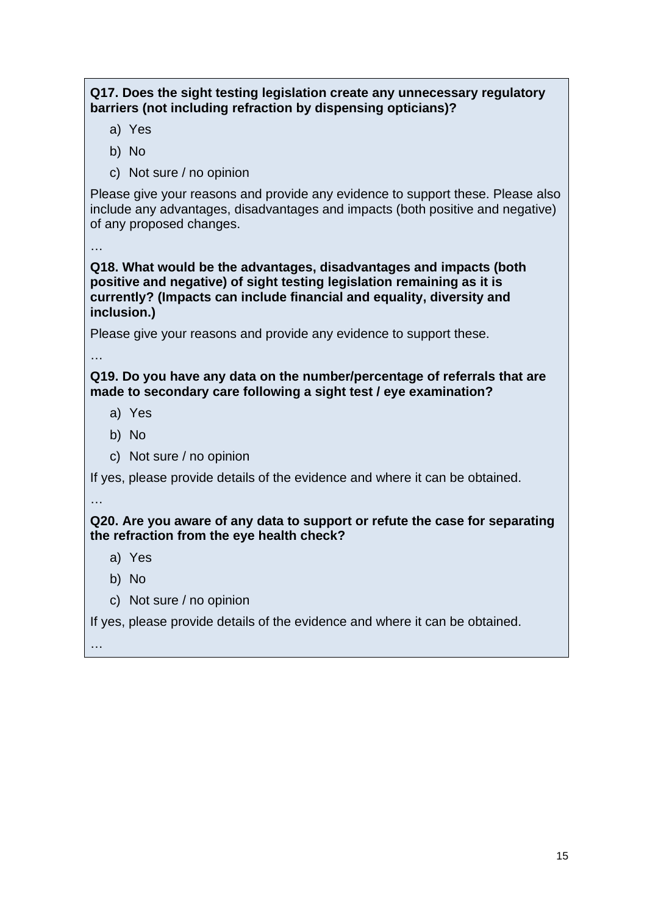**Q17. Does the sight testing legislation create any unnecessary regulatory barriers (not including refraction by dispensing opticians)?**

a) Yes

b) No

c) Not sure / no opinion

Please give your reasons and provide any evidence to support these. Please also include any advantages, disadvantages and impacts (both positive and negative) of any proposed changes.

…

**Q18. What would be the advantages, disadvantages and impacts (both positive and negative) of sight testing legislation remaining as it is currently? (Impacts can include financial and equality, diversity and inclusion.)**

Please give your reasons and provide any evidence to support these.

…

**Q19. Do you have any data on the number/percentage of referrals that are made to secondary care following a sight test / eye examination?**

a) Yes

b) No

c) Not sure / no opinion

If yes, please provide details of the evidence and where it can be obtained.

…

**Q20. Are you aware of any data to support or refute the case for separating the refraction from the eye health check?**

a) Yes

b) No

c) Not sure / no opinion

If yes, please provide details of the evidence and where it can be obtained.

…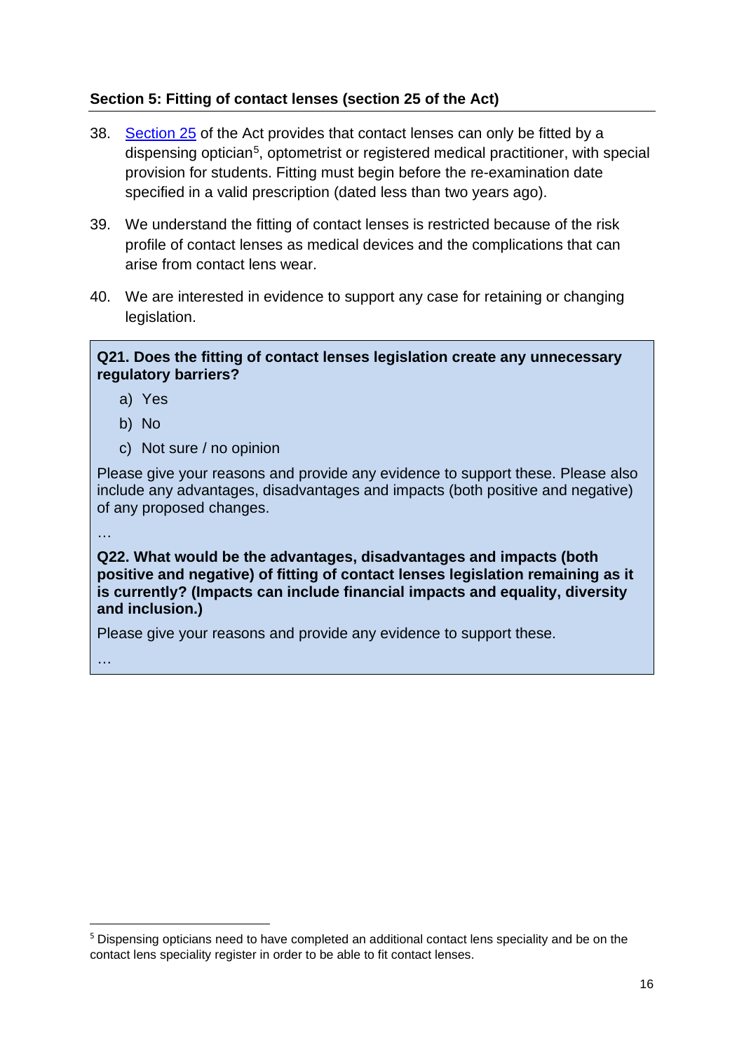## Section 5: Fitting of contact lenses (section 25 of the Act)

38. [Section 25](#) of the Act provides that contact lenses can only be fitted by a dispensing optician[5], optometrist or registered medical practitioner, with special provision for students. Fitting must begin before the re-examination date specified in a valid prescription (dated less than two years ago).

39. We understand the fitting of contact lenses is restricted because of the risk profile of contact lenses as medical devices and the complications that can arise from contact lens wear.

40. We are interested in evidence to support any case for retaining or changing legislation.

**Q21. Does the fitting of contact lenses legislation create any unnecessary regulatory barriers?**

a) Yes

b) No

c) Not sure / no opinion

Please give your reasons and provide any evidence to support these. Please also include any advantages, disadvantages and impacts (both positive and negative) of any proposed changes.

…

**Q22. What would be the advantages, disadvantages and impacts (both positive and negative) of fitting of contact lenses legislation remaining as it is currently? (Impacts can include financial impacts and equality, diversity and inclusion.)**

Please give your reasons and provide any evidence to support these.

…

[5] Dispensing opticians need to have completed an additional contact lens speciality and be on the contact lens speciality register in order to be able to fit contact lenses.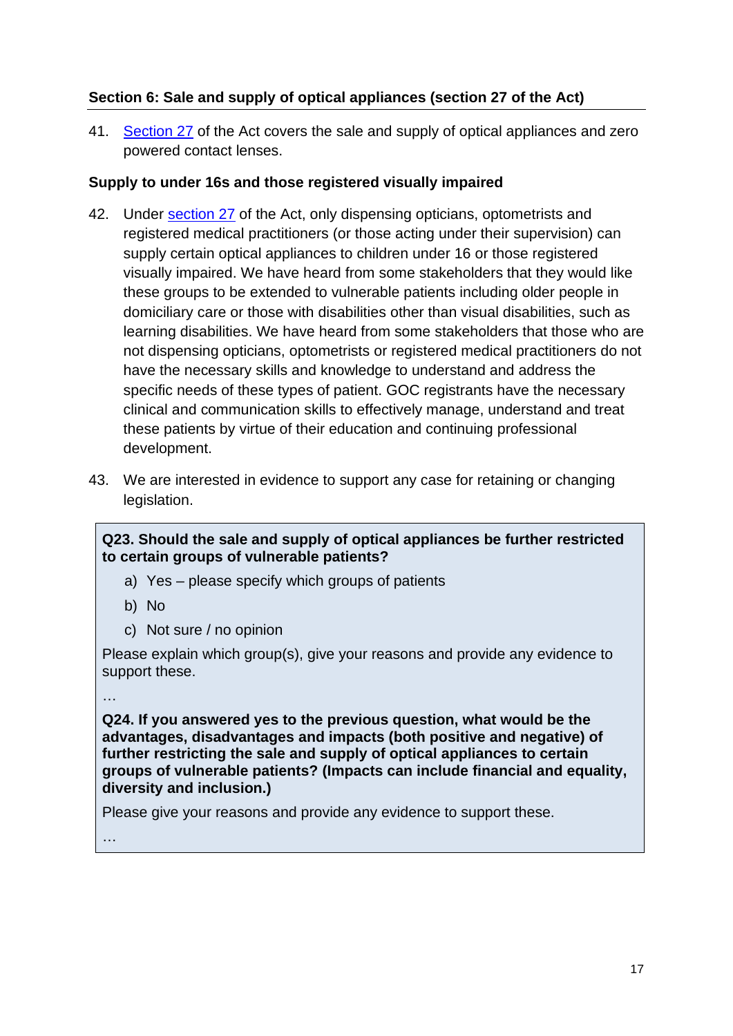## Section 6: Sale and supply of optical appliances (section 27 of the Act)

41. Section 27 of the Act covers the sale and supply of optical appliances and zero powered contact lenses.

### Supply to under 16s and those registered visually impaired

42. Under section 27 of the Act, only dispensing opticians, optometrists and registered medical practitioners (or those acting under their supervision) can supply certain optical appliances to children under 16 or those registered visually impaired. We have heard from some stakeholders that they would like these groups to be extended to vulnerable patients including older people in domiciliary care or those with disabilities other than visual disabilities, such as learning disabilities. We have heard from some stakeholders that those who are not dispensing opticians, optometrists or registered medical practitioners do not have the necessary skills and knowledge to understand and address the specific needs of these types of patient. GOC registrants have the necessary clinical and communication skills to effectively manage, understand and treat these patients by virtue of their education and continuing professional development.

43. We are interested in evidence to support any case for retaining or changing legislation.

**Q23. Should the sale and supply of optical appliances be further restricted to certain groups of vulnerable patients?**

a) Yes – please specify which groups of patients

b) No

c) Not sure / no opinion

Please explain which group(s), give your reasons and provide any evidence to support these.

…

**Q24. If you answered yes to the previous question, what would be the advantages, disadvantages and impacts (both positive and negative) of further restricting the sale and supply of optical appliances to certain groups of vulnerable patients? (Impacts can include financial and equality, diversity and inclusion.)**

Please give your reasons and provide any evidence to support these.

…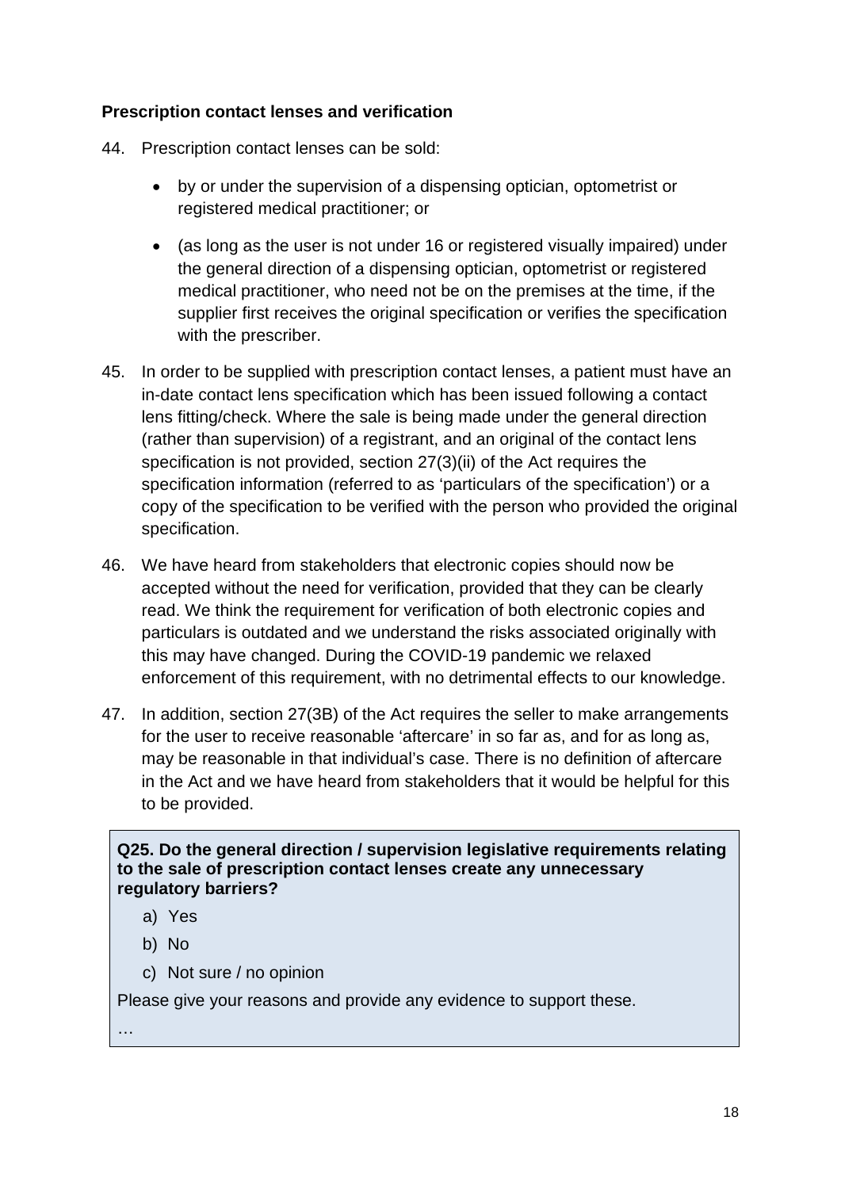**Prescription contact lenses and verification**

44. Prescription contact lenses can be sold:

    - by or under the supervision of a dispensing optician, optometrist or registered medical practitioner; or
    - (as long as the user is not under 16 or registered visually impaired) under the general direction of a dispensing optician, optometrist or registered medical practitioner, who need not be on the premises at the time, if the supplier first receives the original specification or verifies the specification with the prescriber.

45. In order to be supplied with prescription contact lenses, a patient must have an in-date contact lens specification which has been issued following a contact lens fitting/check. Where the sale is being made under the general direction (rather than supervision) of a registrant, and an original of the contact lens specification is not provided, section 27(3)(ii) of the Act requires the specification information (referred to as 'particulars of the specification') or a copy of the specification to be verified with the person who provided the original specification.

46. We have heard from stakeholders that electronic copies should now be accepted without the need for verification, provided that they can be clearly read. We think the requirement for verification of both electronic copies and particulars is outdated and we understand the risks associated originally with this may have changed. During the COVID-19 pandemic we relaxed enforcement of this requirement, with no detrimental effects to our knowledge.

47. In addition, section 27(3B) of the Act requires the seller to make arrangements for the user to receive reasonable 'aftercare' in so far as, and for as long as, may be reasonable in that individual's case. There is no definition of aftercare in the Act and we have heard from stakeholders that it would be helpful for this to be provided.

**Q25. Do the general direction / supervision legislative requirements relating to the sale of prescription contact lenses create any unnecessary regulatory barriers?**

a) Yes

b) No

c) Not sure / no opinion

Please give your reasons and provide any evidence to support these.

…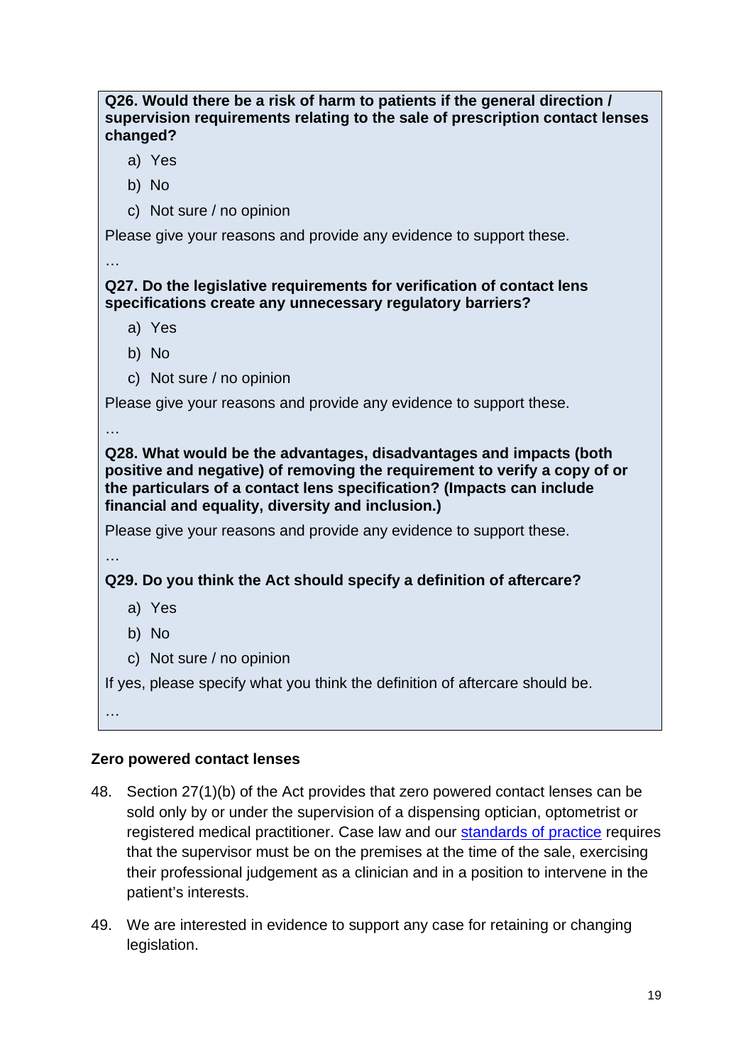**Q26. Would there be a risk of harm to patients if the general direction / supervision requirements relating to the sale of prescription contact lenses changed?**

a) Yes

b) No

c) Not sure / no opinion

Please give your reasons and provide any evidence to support these.

…

**Q27. Do the legislative requirements for verification of contact lens specifications create any unnecessary regulatory barriers?**

a) Yes

b) No

c) Not sure / no opinion

Please give your reasons and provide any evidence to support these.

…

**Q28. What would be the advantages, disadvantages and impacts (both positive and negative) of removing the requirement to verify a copy of or the particulars of a contact lens specification? (Impacts can include financial and equality, diversity and inclusion.)**

Please give your reasons and provide any evidence to support these.

…

**Q29. Do you think the Act should specify a definition of aftercare?**

a) Yes

b) No

c) Not sure / no opinion

If yes, please specify what you think the definition of aftercare should be.

…

### Zero powered contact lenses

48. Section 27(1)(b) of the Act provides that zero powered contact lenses can be sold only by or under the supervision of a dispensing optician, optometrist or registered medical practitioner. Case law and our standards of practice requires that the supervisor must be on the premises at the time of the sale, exercising their professional judgement as a clinician and in a position to intervene in the patient's interests.

49. We are interested in evidence to support any case for retaining or changing legislation.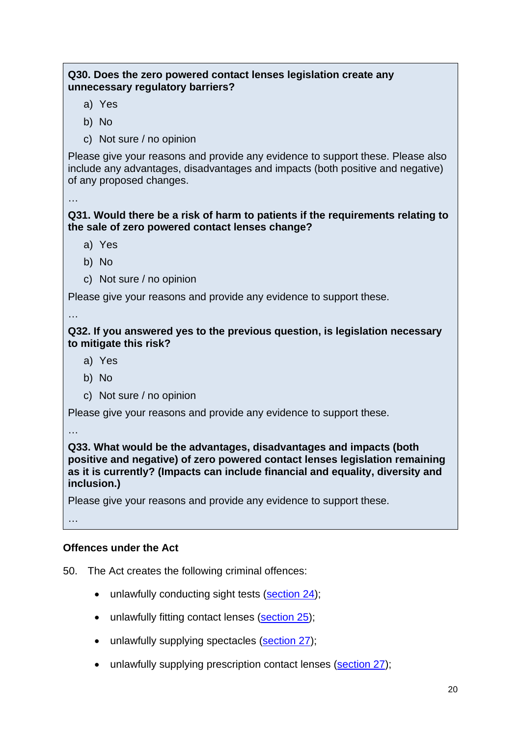**Q30. Does the zero powered contact lenses legislation create any unnecessary regulatory barriers?**

a) Yes

b) No

c) Not sure / no opinion

Please give your reasons and provide any evidence to support these. Please also include any advantages, disadvantages and impacts (both positive and negative) of any proposed changes.

…

**Q31. Would there be a risk of harm to patients if the requirements relating to the sale of zero powered contact lenses change?**

a) Yes

b) No

c) Not sure / no opinion

Please give your reasons and provide any evidence to support these.

…

**Q32. If you answered yes to the previous question, is legislation necessary to mitigate this risk?**

a) Yes

b) No

c) Not sure / no opinion

Please give your reasons and provide any evidence to support these.

…

**Q33. What would be the advantages, disadvantages and impacts (both positive and negative) of zero powered contact lenses legislation remaining as it is currently? (Impacts can include financial and equality, diversity and inclusion.)**

Please give your reasons and provide any evidence to support these.

…

### Offences under the Act

50. The Act creates the following criminal offences:

- unlawfully conducting sight tests (section 24);
- unlawfully fitting contact lenses (section 25);
- unlawfully supplying spectacles (section 27);
- unlawfully supplying prescription contact lenses (section 27);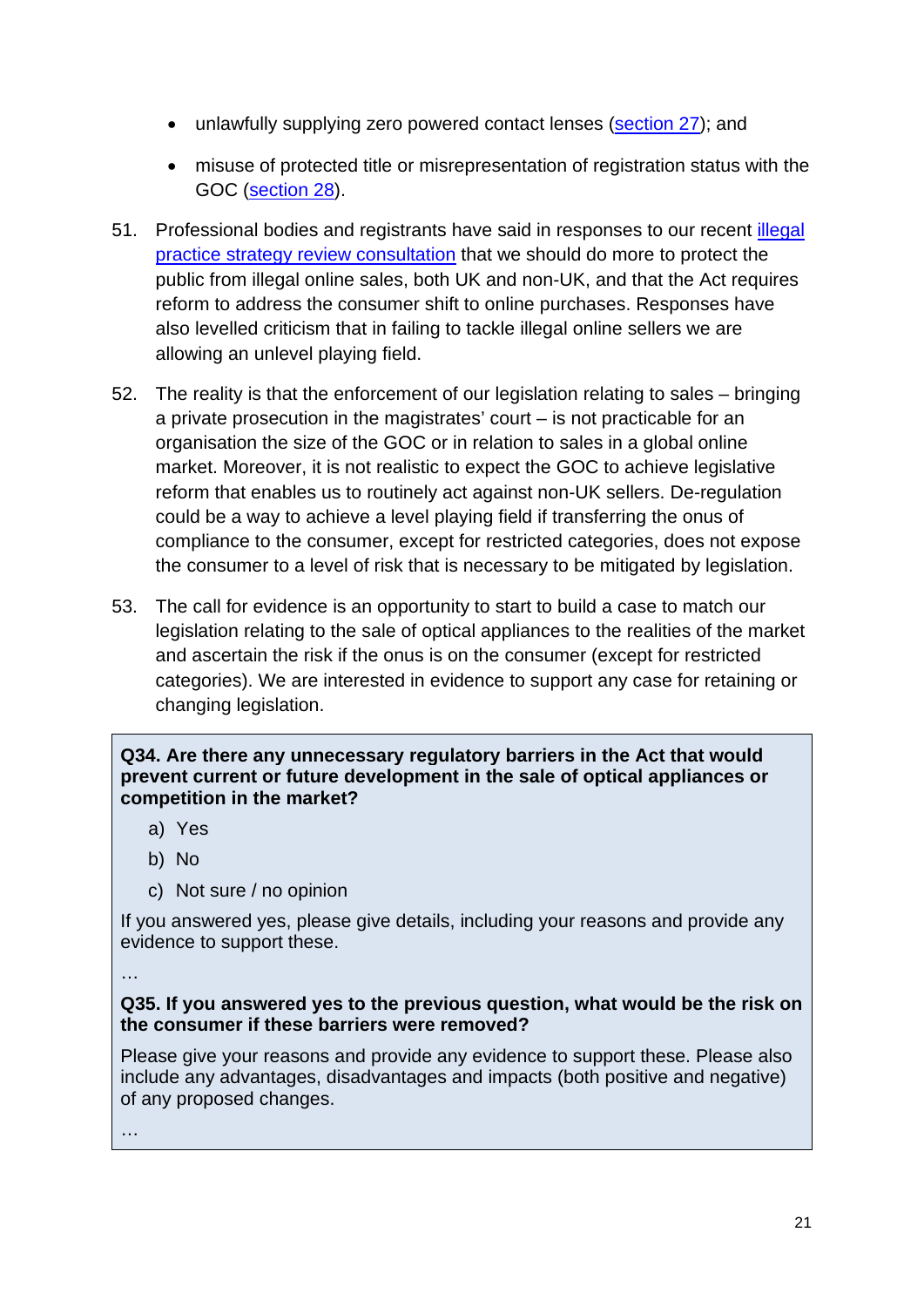- unlawfully supplying zero powered contact lenses (section 27); and
- misuse of protected title or misrepresentation of registration status with the GOC (section 28).

51. Professional bodies and registrants have said in responses to our recent illegal practice strategy review consultation that we should do more to protect the public from illegal online sales, both UK and non-UK, and that the Act requires reform to address the consumer shift to online purchases. Responses have also levelled criticism that in failing to tackle illegal online sellers we are allowing an unlevel playing field.

52. The reality is that the enforcement of our legislation relating to sales – bringing a private prosecution in the magistrates' court – is not practicable for an organisation the size of the GOC or in relation to sales in a global online market. Moreover, it is not realistic to expect the GOC to achieve legislative reform that enables us to routinely act against non-UK sellers. De-regulation could be a way to achieve a level playing field if transferring the onus of compliance to the consumer, except for restricted categories, does not expose the consumer to a level of risk that is necessary to be mitigated by legislation.

53. The call for evidence is an opportunity to start to build a case to match our legislation relating to the sale of optical appliances to the realities of the market and ascertain the risk if the onus is on the consumer (except for restricted categories). We are interested in evidence to support any case for retaining or changing legislation.

**Q34. Are there any unnecessary regulatory barriers in the Act that would prevent current or future development in the sale of optical appliances or competition in the market?**

a) Yes

b) No

c) Not sure / no opinion

If you answered yes, please give details, including your reasons and provide any evidence to support these.

…

**Q35. If you answered yes to the previous question, what would be the risk on the consumer if these barriers were removed?**

Please give your reasons and provide any evidence to support these. Please also include any advantages, disadvantages and impacts (both positive and negative) of any proposed changes.

…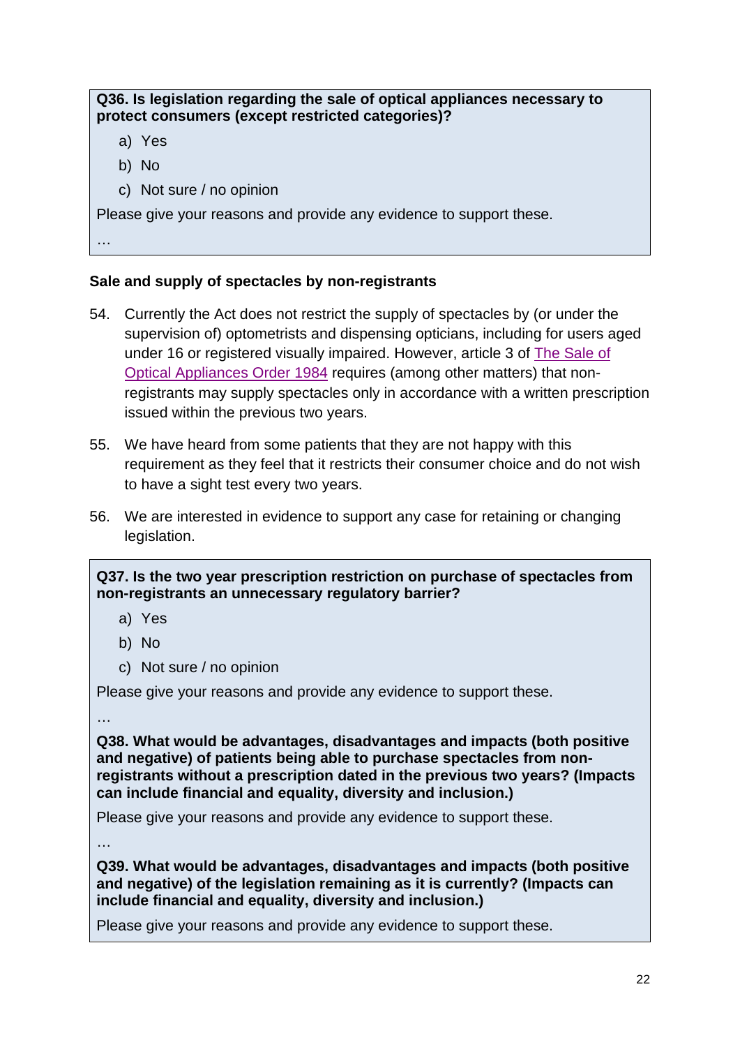**Q36. Is legislation regarding the sale of optical appliances necessary to protect consumers (except restricted categories)?**

a) Yes

b) No

c) Not sure / no opinion

Please give your reasons and provide any evidence to support these.

…

**Sale and supply of spectacles by non-registrants**

54. Currently the Act does not restrict the supply of spectacles by (or under the supervision of) optometrists and dispensing opticians, including for users aged under 16 or registered visually impaired. However, article 3 of The Sale of Optical Appliances Order 1984 requires (among other matters) that non-registrants may supply spectacles only in accordance with a written prescription issued within the previous two years.

55. We have heard from some patients that they are not happy with this requirement as they feel that it restricts their consumer choice and do not wish to have a sight test every two years.

56. We are interested in evidence to support any case for retaining or changing legislation.

**Q37. Is the two year prescription restriction on purchase of spectacles from non-registrants an unnecessary regulatory barrier?**

a) Yes

b) No

c) Not sure / no opinion

Please give your reasons and provide any evidence to support these.

…

**Q38. What would be advantages, disadvantages and impacts (both positive and negative) of patients being able to purchase spectacles from non-registrants without a prescription dated in the previous two years? (Impacts can include financial and equality, diversity and inclusion.)**

Please give your reasons and provide any evidence to support these.

…

**Q39. What would be advantages, disadvantages and impacts (both positive and negative) of the legislation remaining as it is currently? (Impacts can include financial and equality, diversity and inclusion.)**

Please give your reasons and provide any evidence to support these.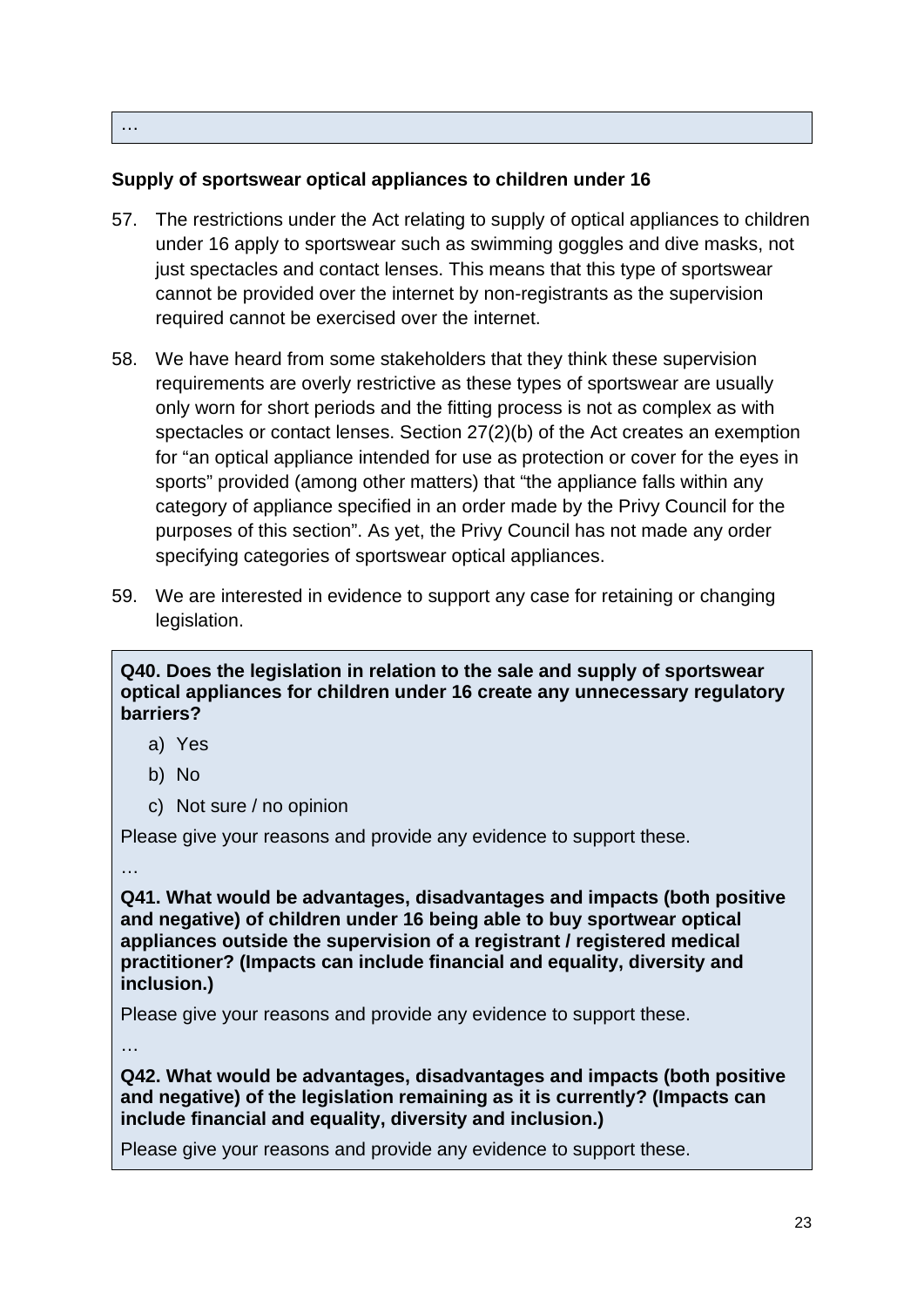…

**Supply of sportswear optical appliances to children under 16**

57. The restrictions under the Act relating to supply of optical appliances to children under 16 apply to sportswear such as swimming goggles and dive masks, not just spectacles and contact lenses. This means that this type of sportswear cannot be provided over the internet by non-registrants as the supervision required cannot be exercised over the internet.

58. We have heard from some stakeholders that they think these supervision requirements are overly restrictive as these types of sportswear are usually only worn for short periods and the fitting process is not as complex as with spectacles or contact lenses. Section 27(2)(b) of the Act creates an exemption for "an optical appliance intended for use as protection or cover for the eyes in sports" provided (among other matters) that "the appliance falls within any category of appliance specified in an order made by the Privy Council for the purposes of this section". As yet, the Privy Council has not made any order specifying categories of sportswear optical appliances.

59. We are interested in evidence to support any case for retaining or changing legislation.

**Q40. Does the legislation in relation to the sale and supply of sportswear optical appliances for children under 16 create any unnecessary regulatory barriers?**

a) Yes

b) No

c) Not sure / no opinion

Please give your reasons and provide any evidence to support these.

…

**Q41. What would be advantages, disadvantages and impacts (both positive and negative) of children under 16 being able to buy sportwear optical appliances outside the supervision of a registrant / registered medical practitioner? (Impacts can include financial and equality, diversity and inclusion.)**

Please give your reasons and provide any evidence to support these.

…

**Q42. What would be advantages, disadvantages and impacts (both positive and negative) of the legislation remaining as it is currently? (Impacts can include financial and equality, diversity and inclusion.)**

Please give your reasons and provide any evidence to support these.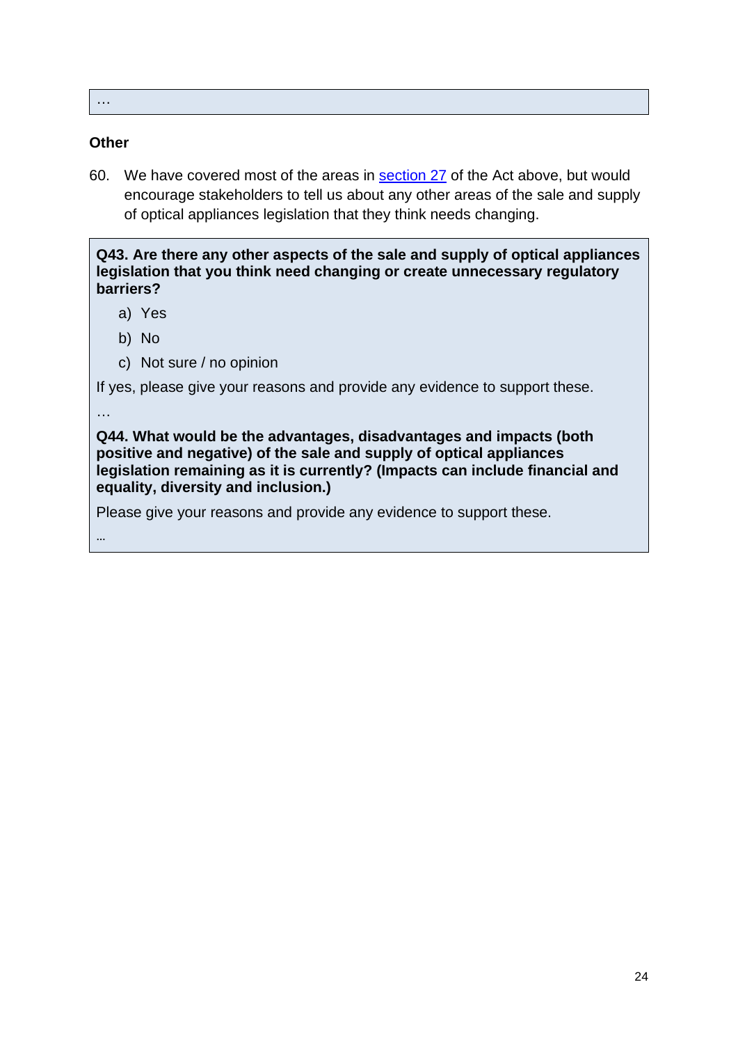…

**Other**

60. We have covered most of the areas in [section 27]() of the Act above, but would encourage stakeholders to tell us about any other areas of the sale and supply of optical appliances legislation that they think needs changing.

**Q43. Are there any other aspects of the sale and supply of optical appliances legislation that you think need changing or create unnecessary regulatory barriers?**

a) Yes

b) No

c) Not sure / no opinion

If yes, please give your reasons and provide any evidence to support these.

…

**Q44. What would be the advantages, disadvantages and impacts (both positive and negative) of the sale and supply of optical appliances legislation remaining as it is currently? (Impacts can include financial and equality, diversity and inclusion.)**

Please give your reasons and provide any evidence to support these.

…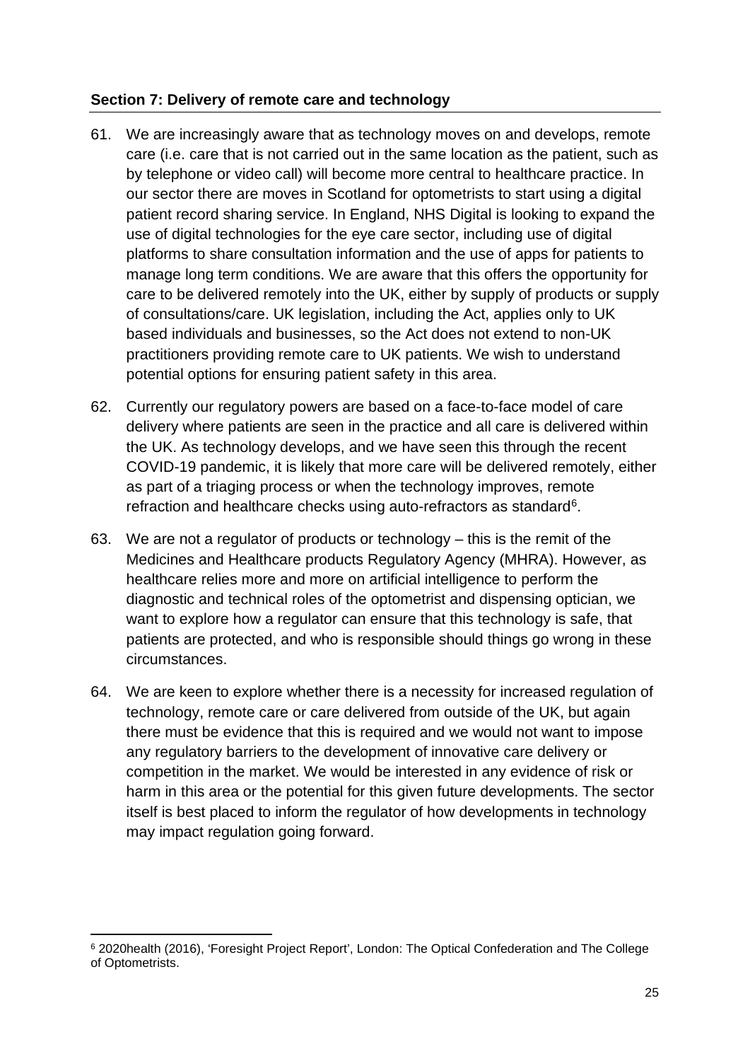## Section 7: Delivery of remote care and technology

61. We are increasingly aware that as technology moves on and develops, remote care (i.e. care that is not carried out in the same location as the patient, such as by telephone or video call) will become more central to healthcare practice. In our sector there are moves in Scotland for optometrists to start using a digital patient record sharing service. In England, NHS Digital is looking to expand the use of digital technologies for the eye care sector, including use of digital platforms to share consultation information and the use of apps for patients to manage long term conditions. We are aware that this offers the opportunity for care to be delivered remotely into the UK, either by supply of products or supply of consultations/care. UK legislation, including the Act, applies only to UK based individuals and businesses, so the Act does not extend to non-UK practitioners providing remote care to UK patients. We wish to understand potential options for ensuring patient safety in this area.

62. Currently our regulatory powers are based on a face-to-face model of care delivery where patients are seen in the practice and all care is delivered within the UK. As technology develops, and we have seen this through the recent COVID-19 pandemic, it is likely that more care will be delivered remotely, either as part of a triaging process or when the technology improves, remote refraction and healthcare checks using auto-refractors as standard[6].

63. We are not a regulator of products or technology – this is the remit of the Medicines and Healthcare products Regulatory Agency (MHRA). However, as healthcare relies more and more on artificial intelligence to perform the diagnostic and technical roles of the optometrist and dispensing optician, we want to explore how a regulator can ensure that this technology is safe, that patients are protected, and who is responsible should things go wrong in these circumstances.

64. We are keen to explore whether there is a necessity for increased regulation of technology, remote care or care delivered from outside of the UK, but again there must be evidence that this is required and we would not want to impose any regulatory barriers to the development of innovative care delivery or competition in the market. We would be interested in any evidence of risk or harm in this area or the potential for this given future developments. The sector itself is best placed to inform the regulator of how developments in technology may impact regulation going forward.

---

[6] 2020health (2016), 'Foresight Project Report', London: The Optical Confederation and The College of Optometrists.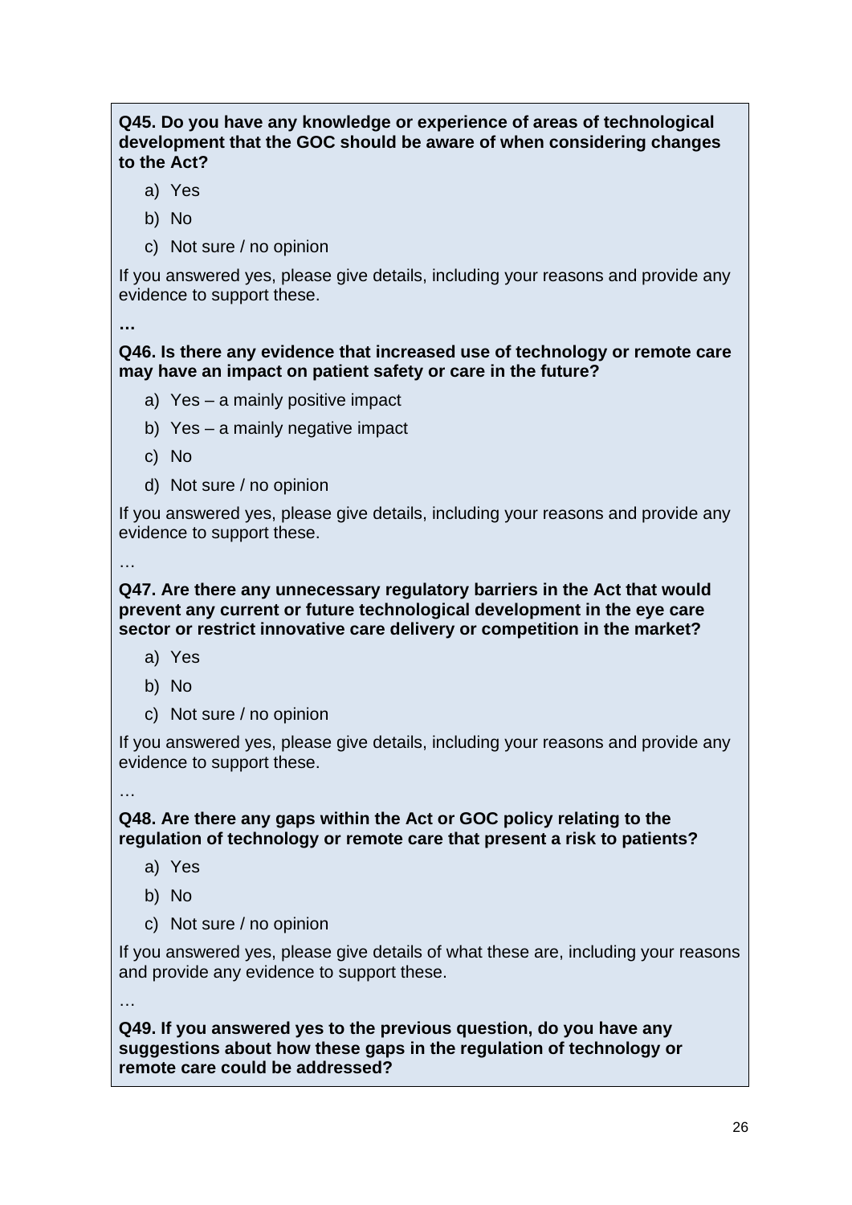**Q45. Do you have any knowledge or experience of areas of technological development that the GOC should be aware of when considering changes to the Act?**

a) Yes

b) No

c) Not sure / no opinion

If you answered yes, please give details, including your reasons and provide any evidence to support these.

**…**

**Q46. Is there any evidence that increased use of technology or remote care may have an impact on patient safety or care in the future?**

a) Yes – a mainly positive impact

b) Yes – a mainly negative impact

c) No

d) Not sure / no opinion

If you answered yes, please give details, including your reasons and provide any evidence to support these.

…

**Q47. Are there any unnecessary regulatory barriers in the Act that would prevent any current or future technological development in the eye care sector or restrict innovative care delivery or competition in the market?**

a) Yes

b) No

c) Not sure / no opinion

If you answered yes, please give details, including your reasons and provide any evidence to support these.

…

**Q48. Are there any gaps within the Act or GOC policy relating to the regulation of technology or remote care that present a risk to patients?**

a) Yes

b) No

c) Not sure / no opinion

If you answered yes, please give details of what these are, including your reasons and provide any evidence to support these.

…

**Q49. If you answered yes to the previous question, do you have any suggestions about how these gaps in the regulation of technology or remote care could be addressed?**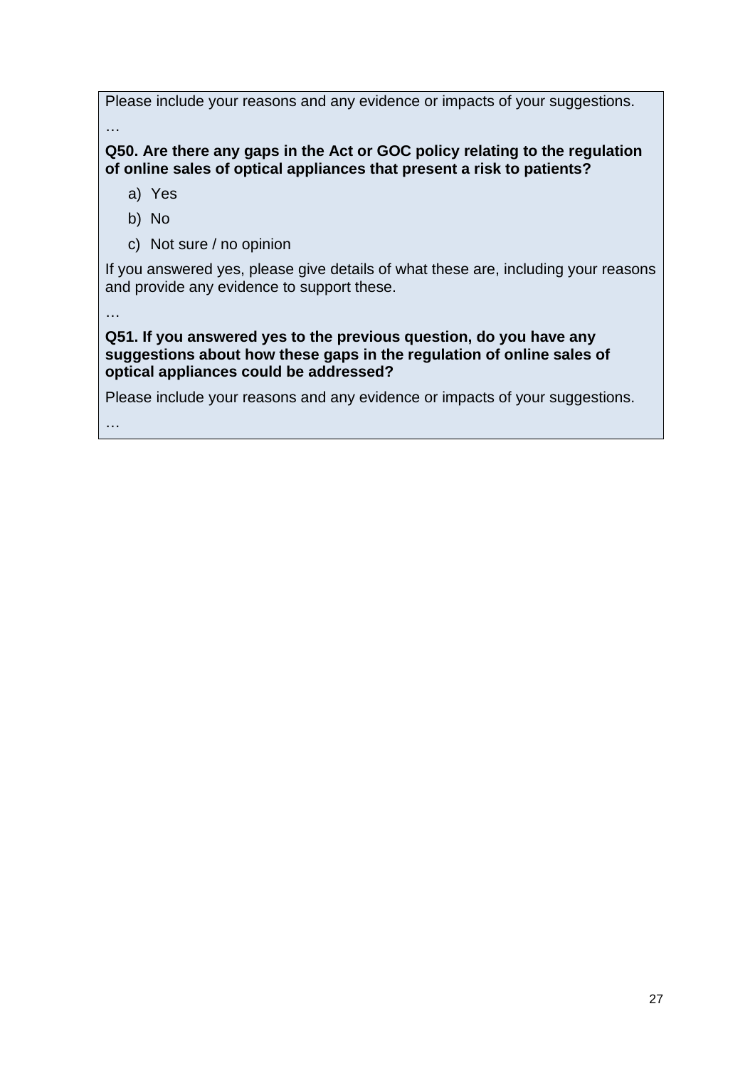Please include your reasons and any evidence or impacts of your suggestions.

…

**Q50. Are there any gaps in the Act or GOC policy relating to the regulation of online sales of optical appliances that present a risk to patients?**

a) Yes

b) No

c) Not sure / no opinion

If you answered yes, please give details of what these are, including your reasons and provide any evidence to support these.

…

**Q51. If you answered yes to the previous question, do you have any suggestions about how these gaps in the regulation of online sales of optical appliances could be addressed?**

Please include your reasons and any evidence or impacts of your suggestions.

…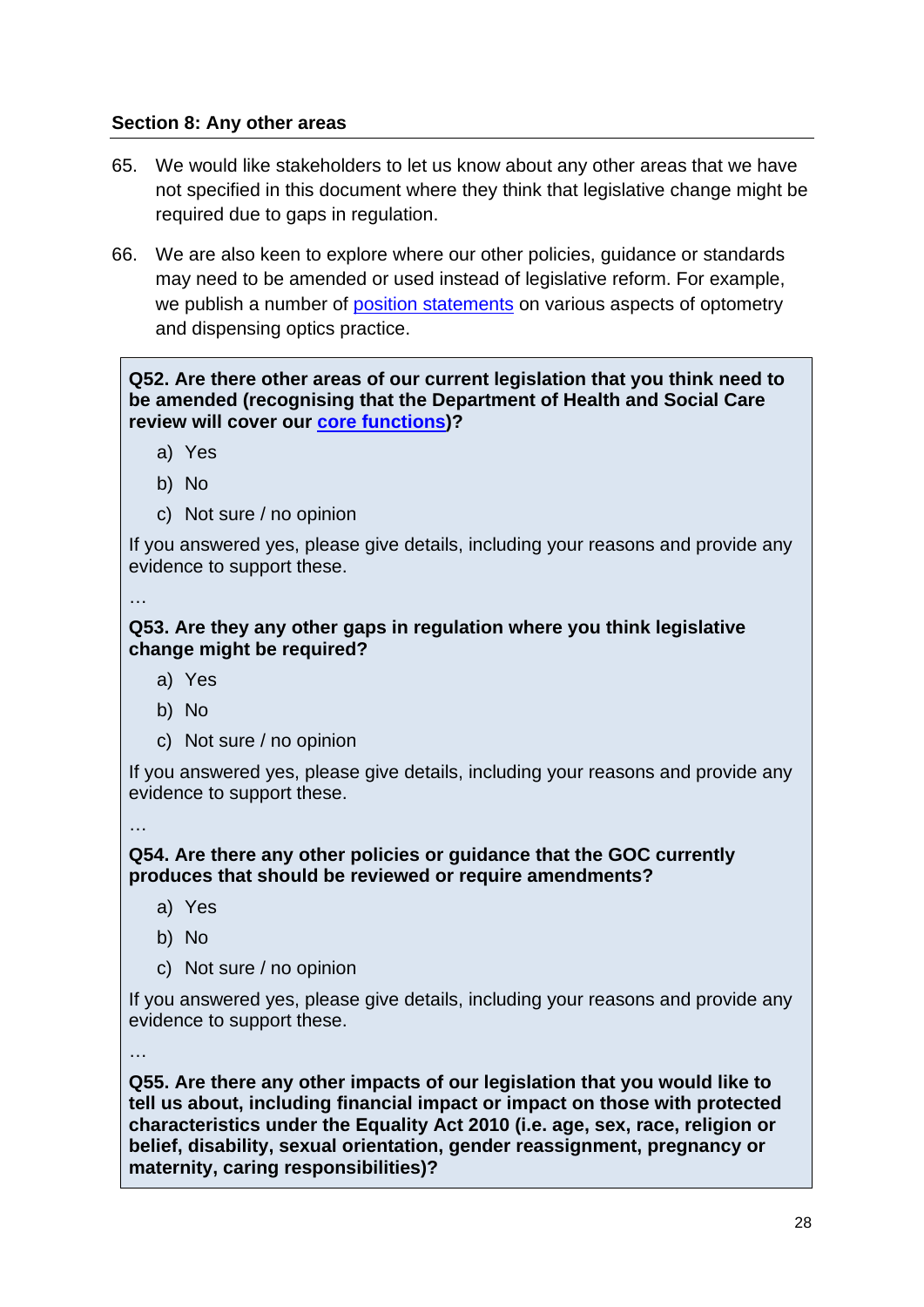### Section 8: Any other areas

65. We would like stakeholders to let us know about any other areas that we have not specified in this document where they think that legislative change might be required due to gaps in regulation.

66. We are also keen to explore where our other policies, guidance or standards may need to be amended or used instead of legislative reform. For example, we publish a number of position statements on various aspects of optometry and dispensing optics practice.

**Q52. Are there other areas of our current legislation that you think need to be amended (recognising that the Department of Health and Social Care review will cover our core functions)?**

a) Yes

b) No

c) Not sure / no opinion

If you answered yes, please give details, including your reasons and provide any evidence to support these.

…

**Q53. Are they any other gaps in regulation where you think legislative change might be required?**

a) Yes

b) No

c) Not sure / no opinion

If you answered yes, please give details, including your reasons and provide any evidence to support these.

…

**Q54. Are there any other policies or guidance that the GOC currently produces that should be reviewed or require amendments?**

a) Yes

b) No

c) Not sure / no opinion

If you answered yes, please give details, including your reasons and provide any evidence to support these.

…

**Q55. Are there any other impacts of our legislation that you would like to tell us about, including financial impact or impact on those with protected characteristics under the Equality Act 2010 (i.e. age, sex, race, religion or belief, disability, sexual orientation, gender reassignment, pregnancy or maternity, caring responsibilities)?**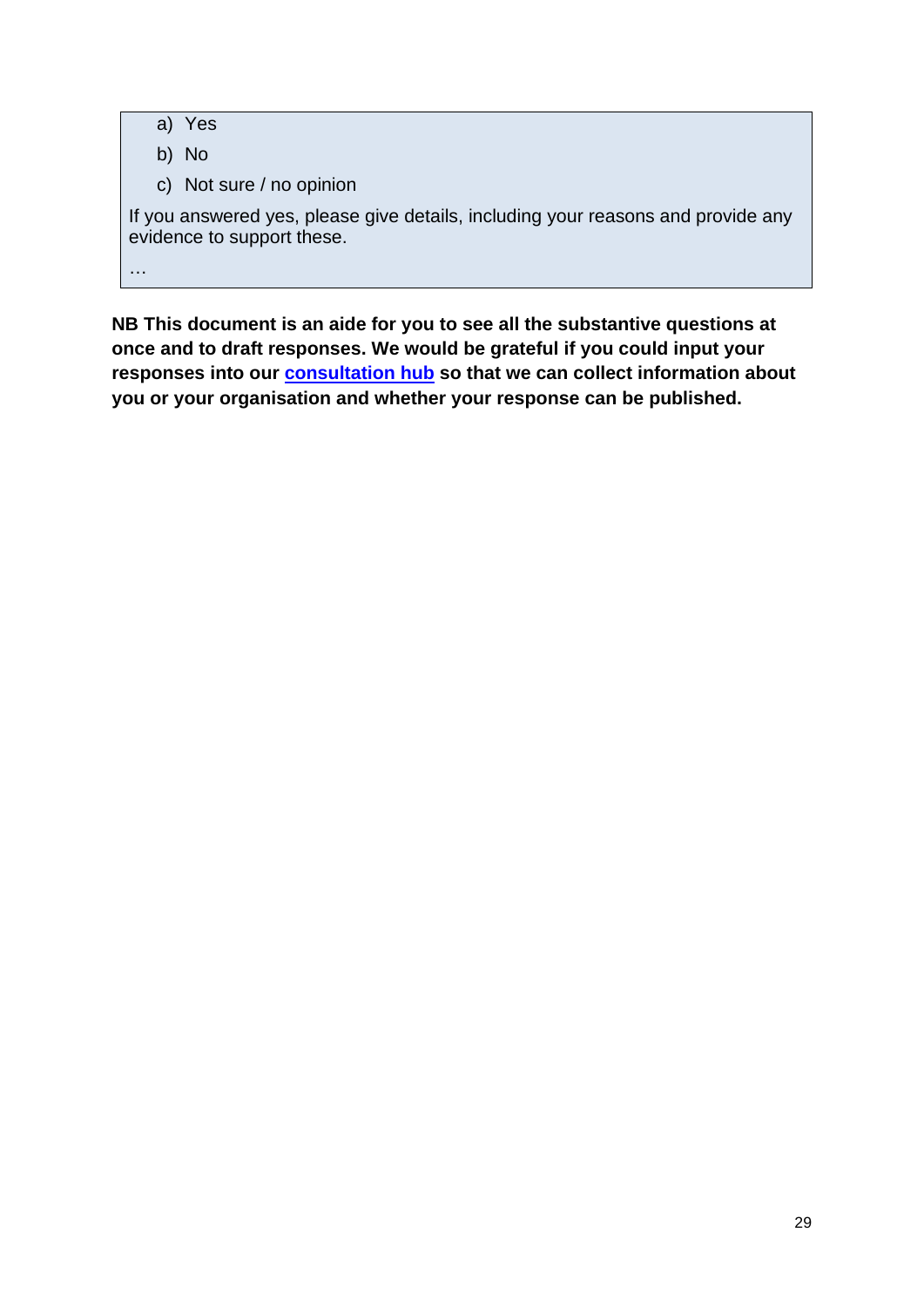a) Yes
b) No
c) Not sure / no opinion

If you answered yes, please give details, including your reasons and provide any evidence to support these.

…

**NB This document is an aide for you to see all the substantive questions at once and to draft responses. We would be grateful if you could input your responses into our consultation hub so that we can collect information about you or your organisation and whether your response can be published.**